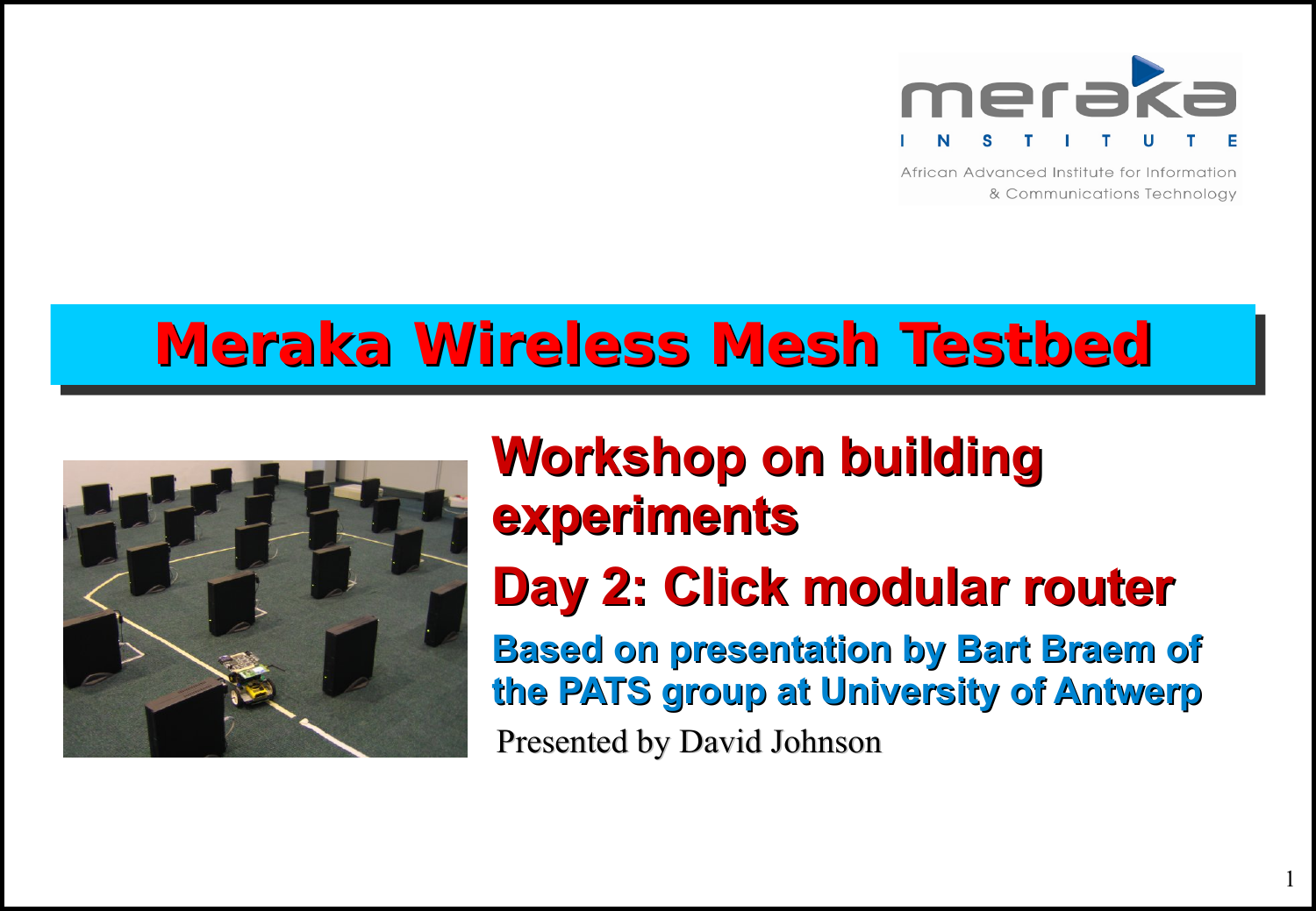meraka
INSTITUTE
African Advanced Institute for Information & Communications Technology

# Meraka Wireless Mesh Testbed

## Workshop on building experiments

## Day 2: Click modular router

### Based on presentation by Bart Braem of the PATS group at University of Antwerp

Presented by David Johnson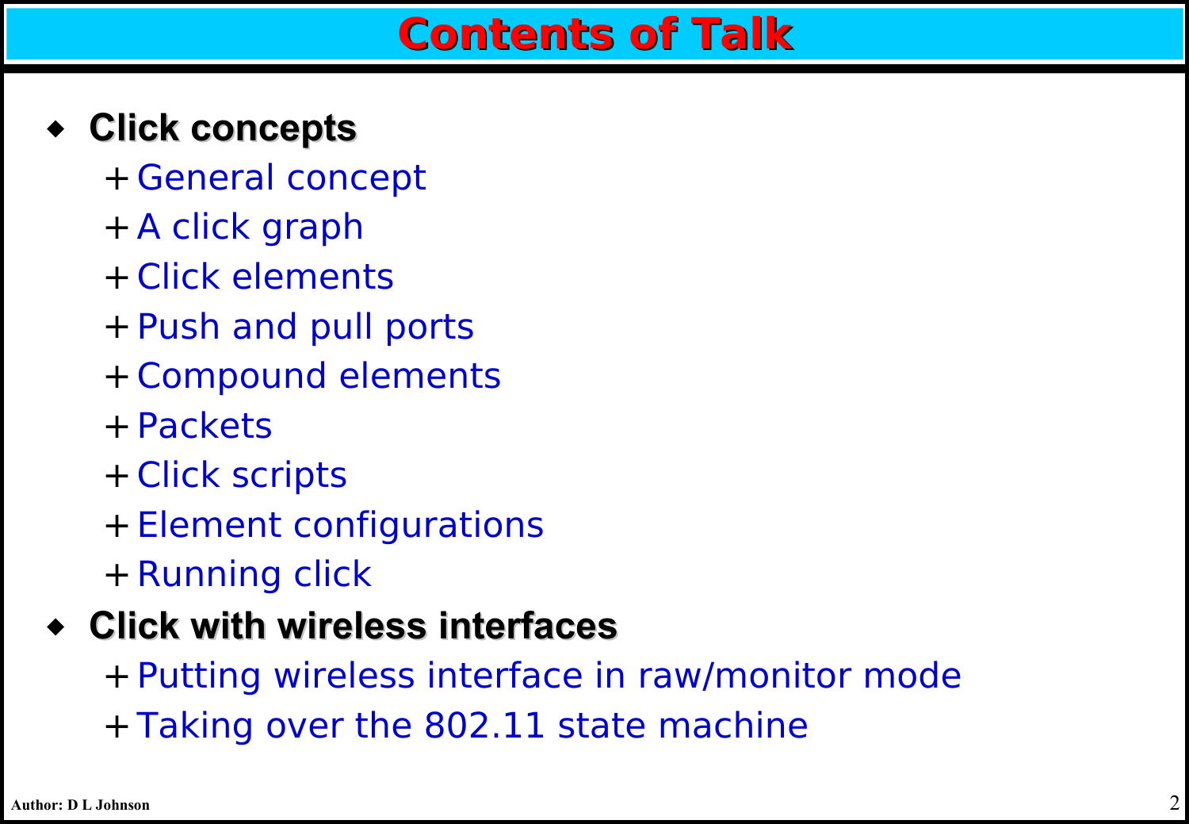# Contents of Talk

- **Click concepts**
  - General concept
  - A click graph
  - Click elements
  - Push and pull ports
  - Compound elements
  - Packets
  - Click scripts
  - Element configurations
  - Running click
- **Click with wireless interfaces**
  - Putting wireless interface in raw/monitor mode
  - Taking over the 802.11 state machine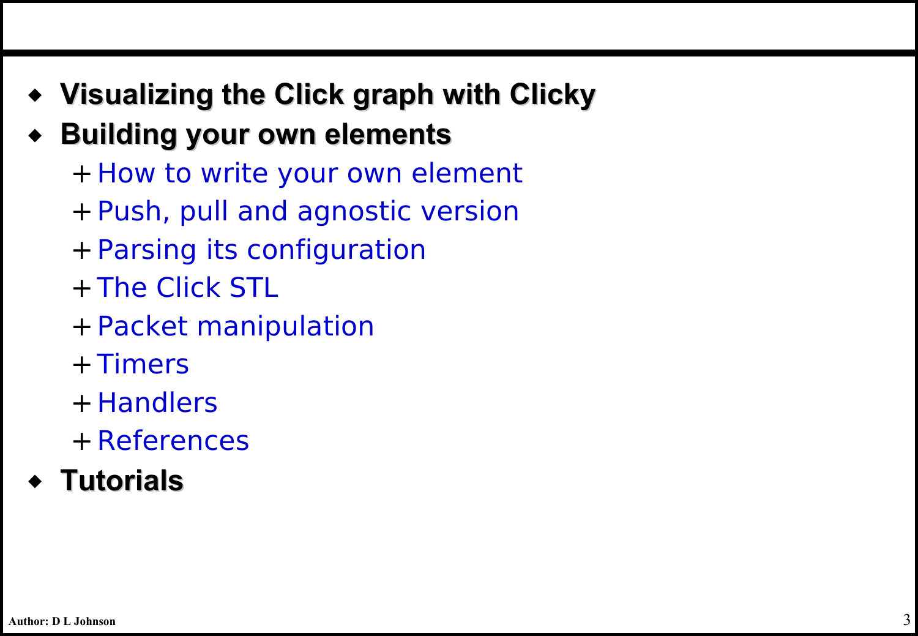- **Visualizing the Click graph with Clicky**
- **Building your own elements**
  - How to write your own element
  - Push, pull and agnostic version
  - Parsing its configuration
  - The Click STL
  - Packet manipulation
  - Timers
  - Handlers
  - References
- **Tutorials**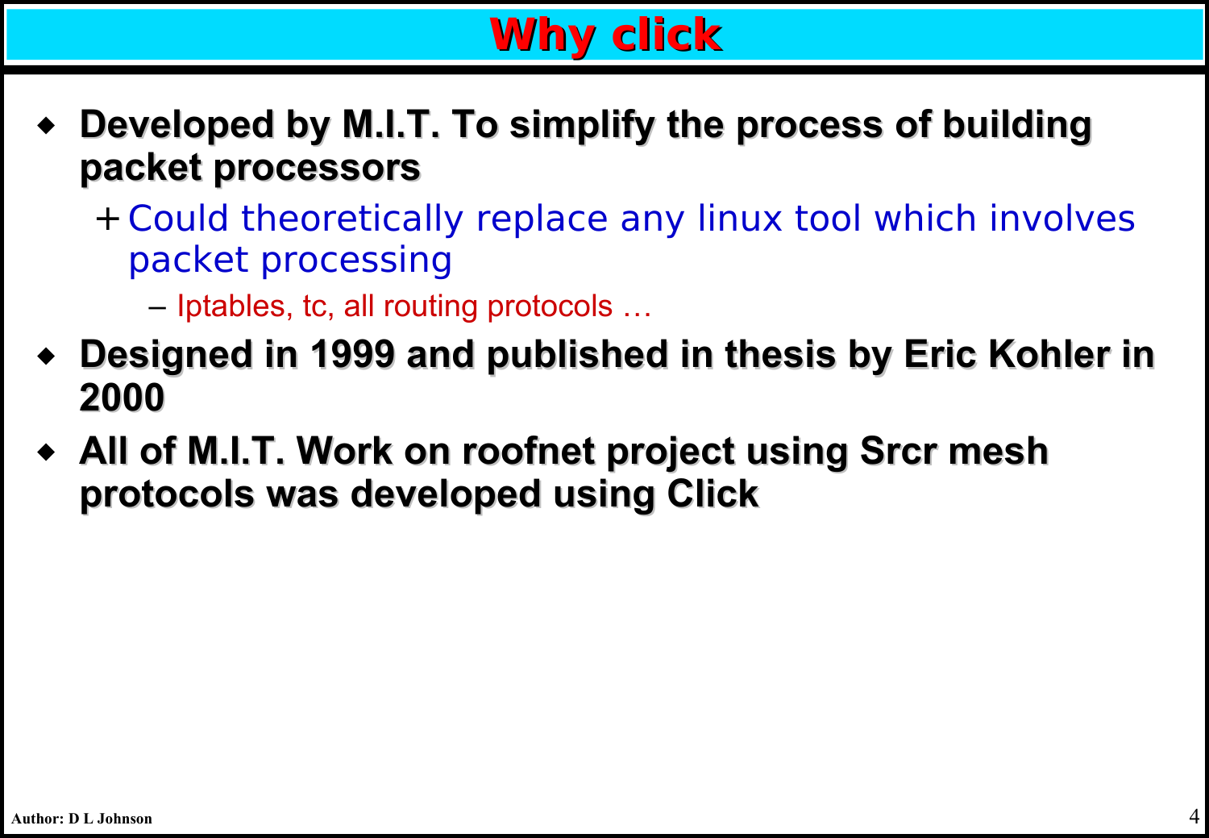# Why click

- **Developed by M.I.T. To simplify the process of building packet processors**
  - Could theoretically replace any linux tool which involves packet processing
    - Iptables, tc, all routing protocols …
- **Designed in 1999 and published in thesis by Eric Kohler in 2000**
- **All of M.I.T. Work on roofnet project using Srcr mesh protocols was developed using Click**

Author: D L Johnson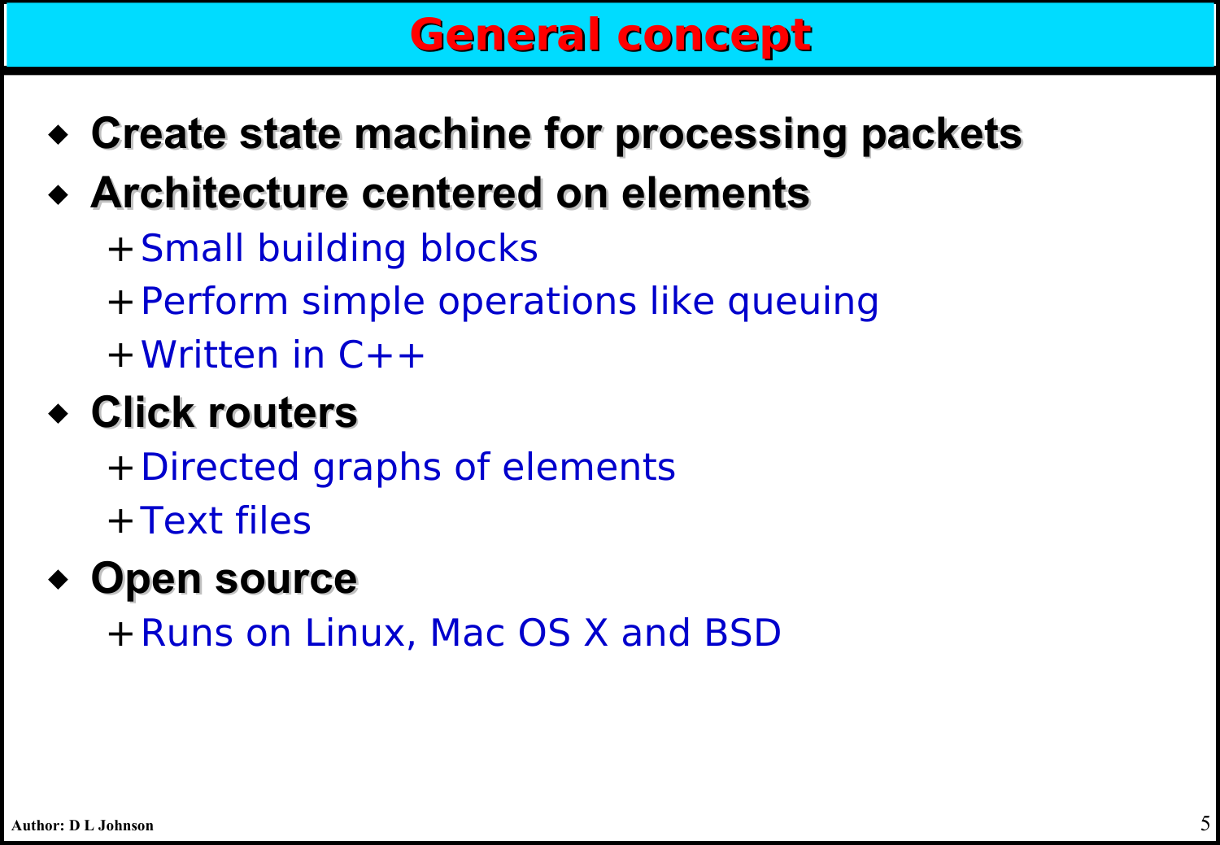# General concept

- **Create state machine for processing packets**
- **Architecture centered on elements**
  - Small building blocks
  - Perform simple operations like queuing
  - Written in C++
- **Click routers**
  - Directed graphs of elements
  - Text files
- **Open source**
  - Runs on Linux, Mac OS X and BSD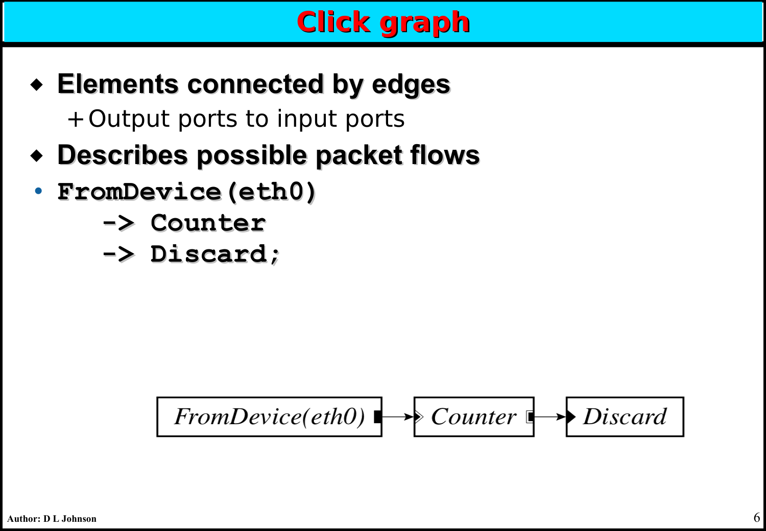# Click graph

- **Elements connected by edges**
  - Output ports to input ports
- **Describes possible packet flows**
- ```
  FromDevice(eth0)
      -> Counter
      -> Discard;
  ```

FromDevice(eth0) → Counter → Discard

Author: D L Johnson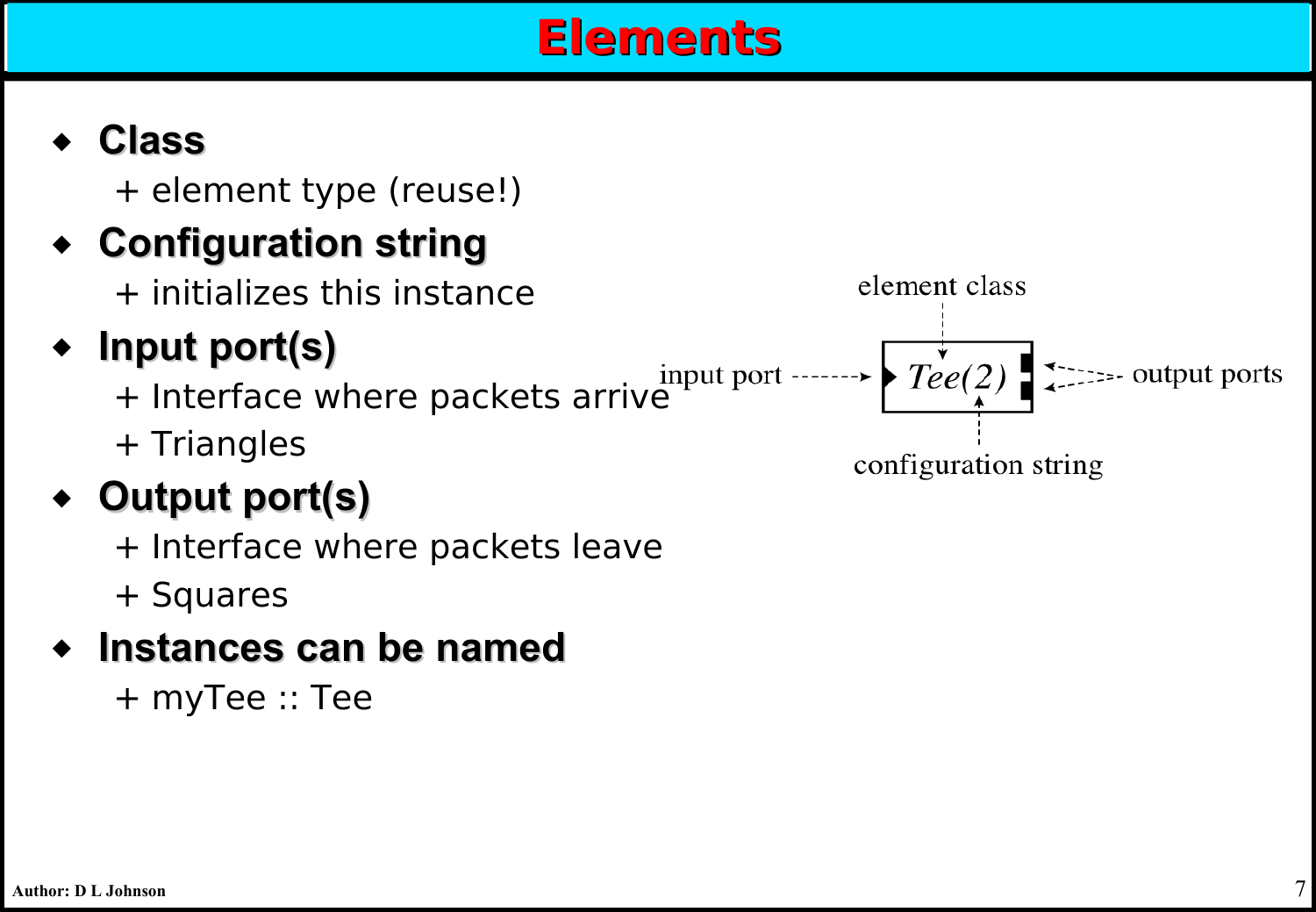# Elements

- **Class**
  - + element type (reuse!)
- **Configuration string**
  - + initializes this instance
- **Input port(s)**
  - + Interface where packets arrive
  - + Triangles
- **Output port(s)**
  - + Interface where packets leave
  - + Squares
- **Instances can be named**
  - + myTee :: Tee

element class

input port → *Tee(2)* ← output ports

configuration string

Author: D L Johnson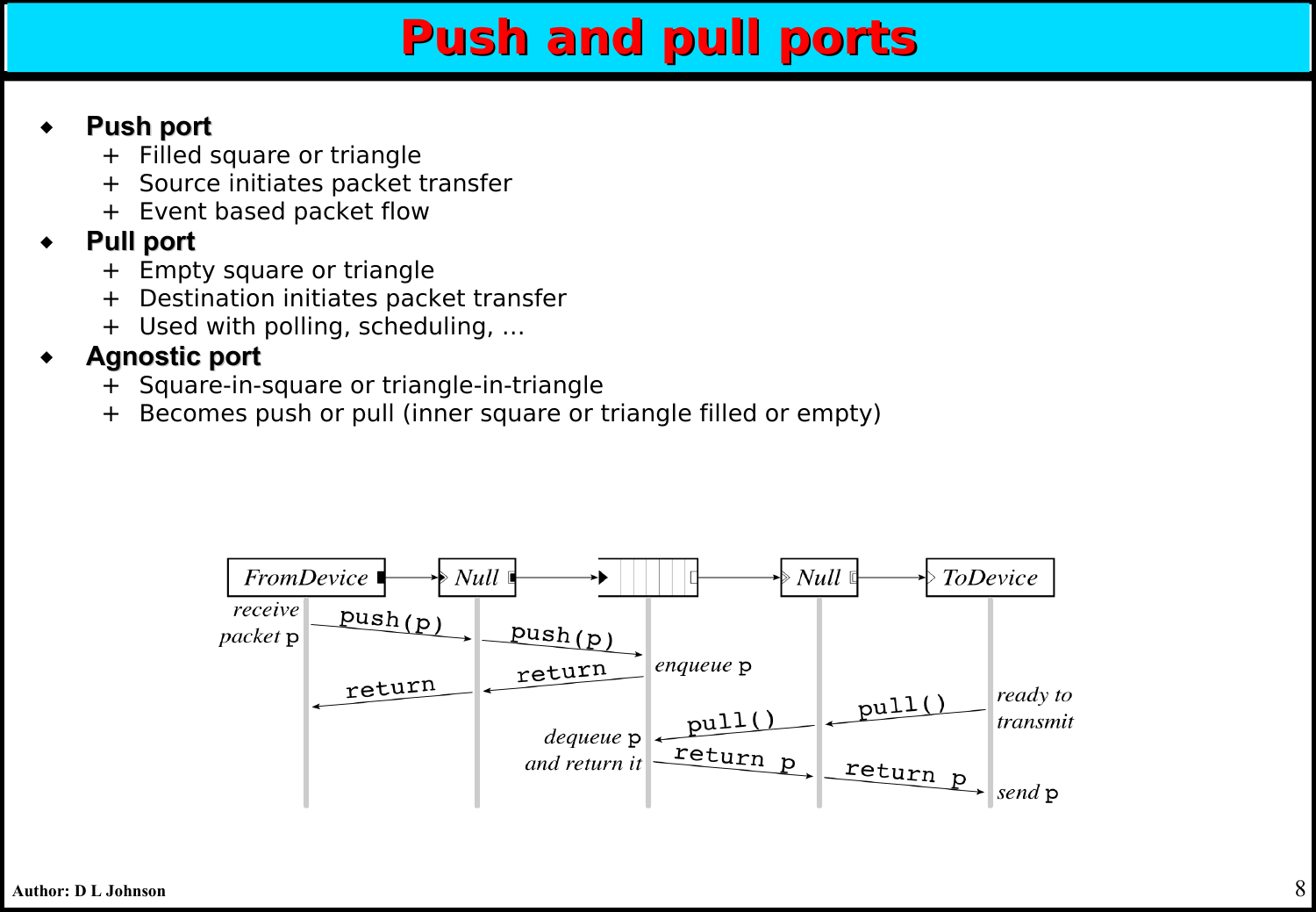# Push and pull ports

- **Push port**
  - Filled square or triangle
  - Source initiates packet transfer
  - Event based packet flow
- **Pull port**
  - Empty square or triangle
  - Destination initiates packet transfer
  - Used with polling, scheduling, ...
- **Agnostic port**
  - Square-in-square or triangle-in-triangle
  - Becomes push or pull (inner square or triangle filled or empty)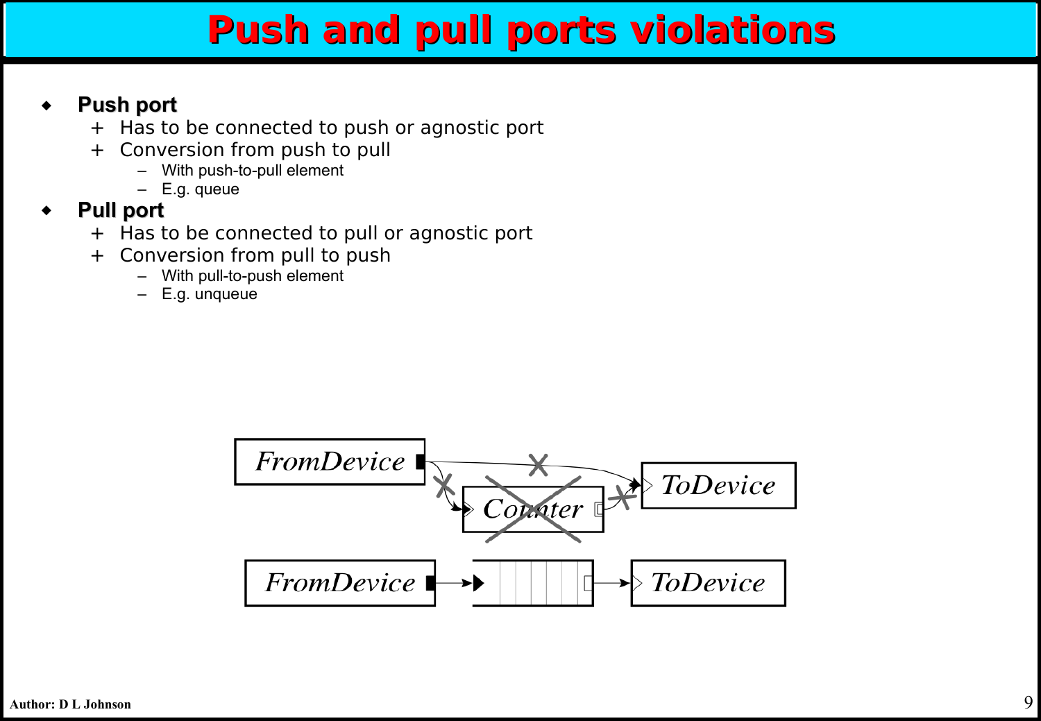# Push and pull ports violations

- **Push port**
  - Has to be connected to push or agnostic port
  - Conversion from push to pull
    - With push-to-pull element
    - E.g. queue
- **Pull port**
  - Has to be connected to pull or agnostic port
  - Conversion from pull to push
    - With pull-to-push element
    - E.g. unqueue

Author: D L Johnson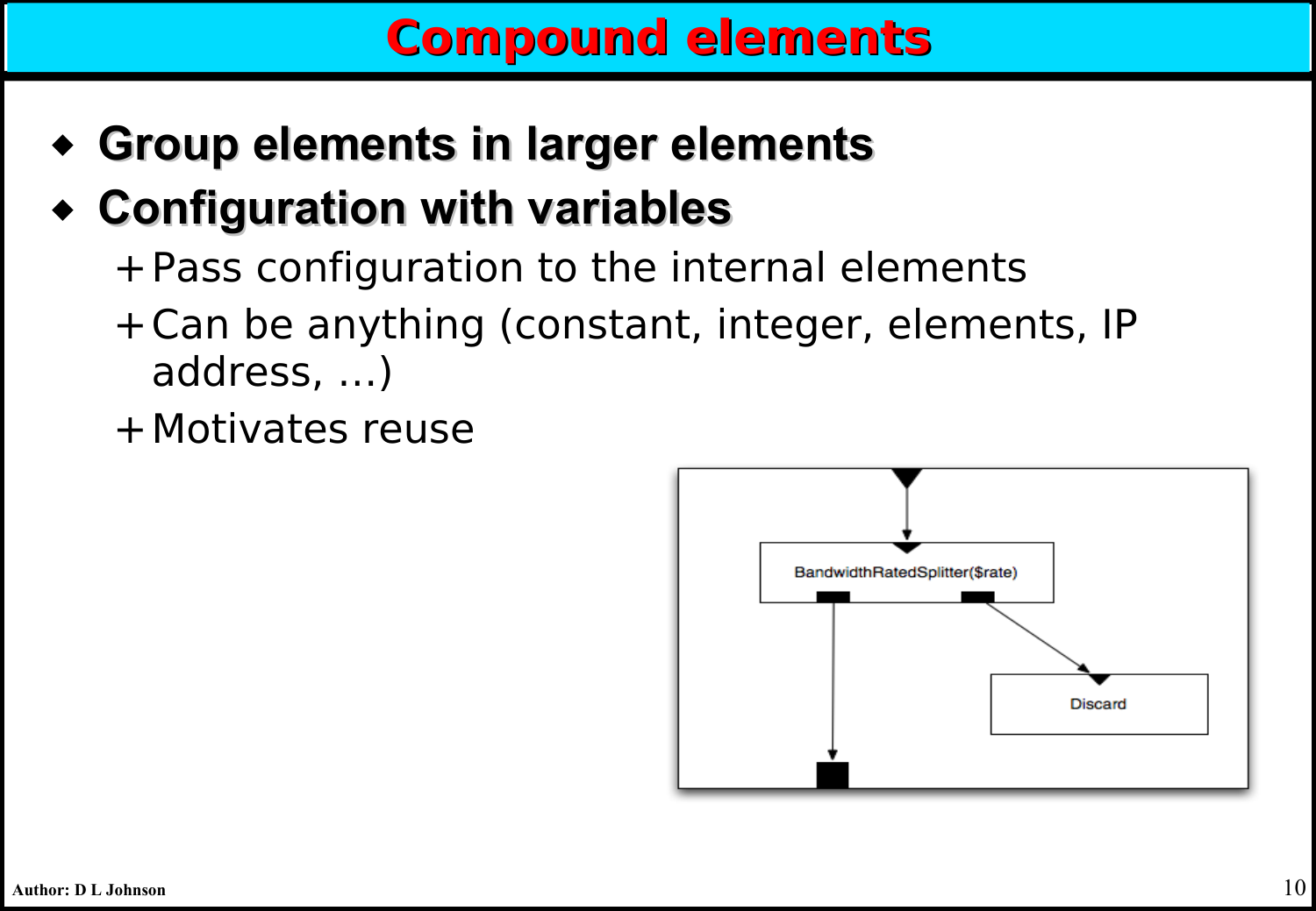# Compound elements

- **Group elements in larger elements**
- **Configuration with variables**
  - Pass configuration to the internal elements
  - Can be anything (constant, integer, elements, IP address, ...)
  - Motivates reuse

BandwidthRatedSplitter($rate)

Discard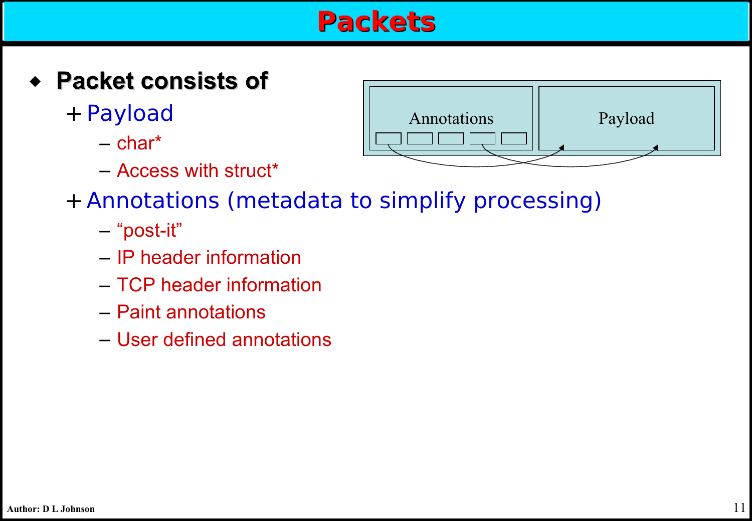# Packets

- **Packet consists of**
  - Payload
    - char*
    - Access with struct*
  - Annotations (metadata to simplify processing)
    - "post-it"
    - IP header information
    - TCP header information
    - Paint annotations
    - User defined annotations

Annotations | Payload

Author: D L Johnson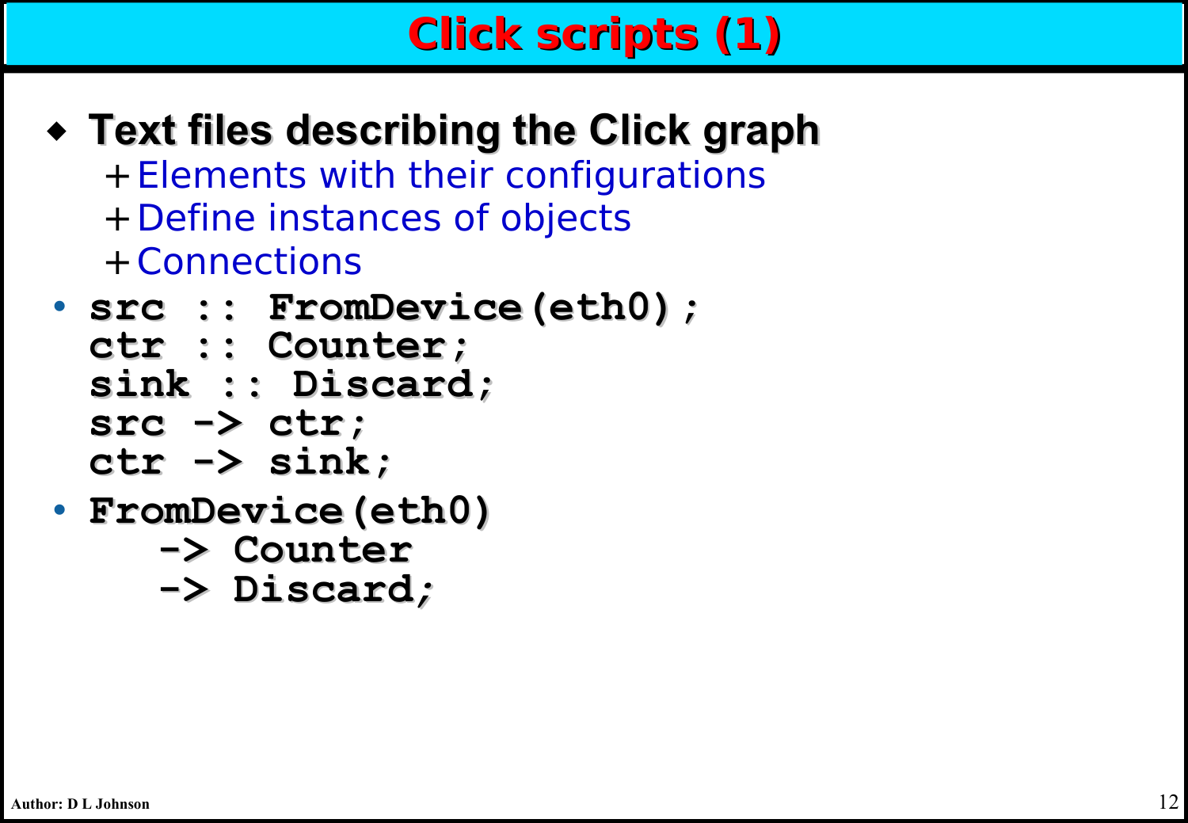# Click scripts (1)

- **Text files describing the Click graph**
  - Elements with their configurations
  - Define instances of objects
  - Connections

```
src :: FromDevice(eth0);
ctr :: Counter;
sink :: Discard;
src -> ctr;
ctr -> sink;
```

```
FromDevice(eth0)
   -> Counter
   -> Discard;
```

Author: D L Johnson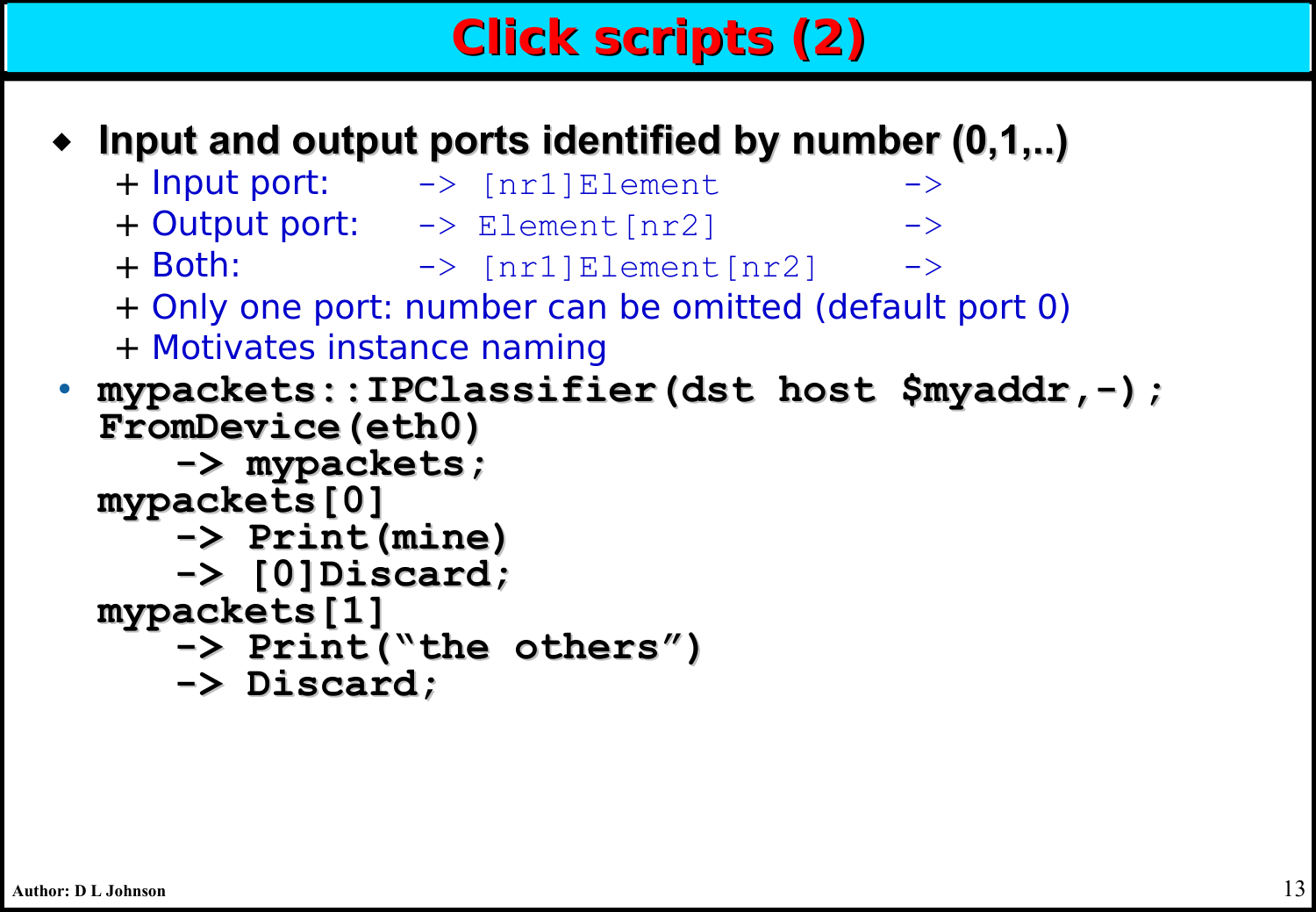# Click scripts (2)

- **Input and output ports identified by number (0,1,..)**
  - Input port: `-> [nr1]Element ->`
  - Output port: `-> Element[nr2] ->`
  - Both: `-> [nr1]Element[nr2] ->`
  - Only one port: number can be omitted (default port 0)
  - Motivates instance naming

```
mypackets::IPClassifier(dst host $myaddr,-);
FromDevice(eth0)
    -> mypackets;
mypackets[0]
    -> Print(mine)
    -> [0]Discard;
mypackets[1]
    -> Print("the others")
    -> Discard;
```

Author: D L Johnson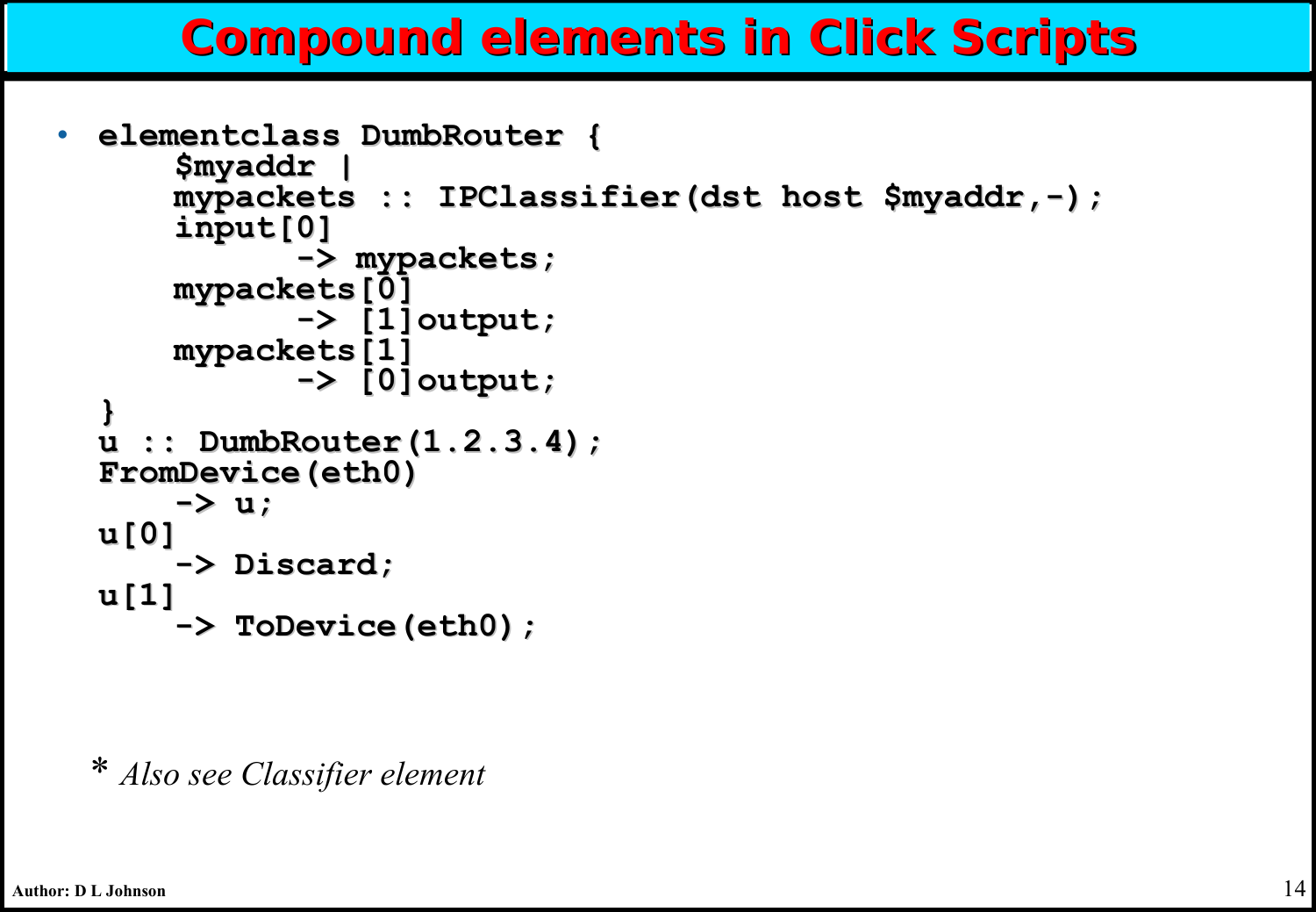# Compound elements in Click Scripts

- ```
  elementclass DumbRouter {
      $myaddr |
      mypackets :: IPClassifier(dst host $myaddr,-);
      input[0]
            -> mypackets;
      mypackets[0]
            -> [1]output;
      mypackets[1]
            -> [0]output;
  }
  u :: DumbRouter(1.2.3.4);
  FromDevice(eth0)
      -> u;
  u[0]
      -> Discard;
  u[1]
      -> ToDevice(eth0);
  ```

\* *Also see Classifier element*

Author: D L Johnson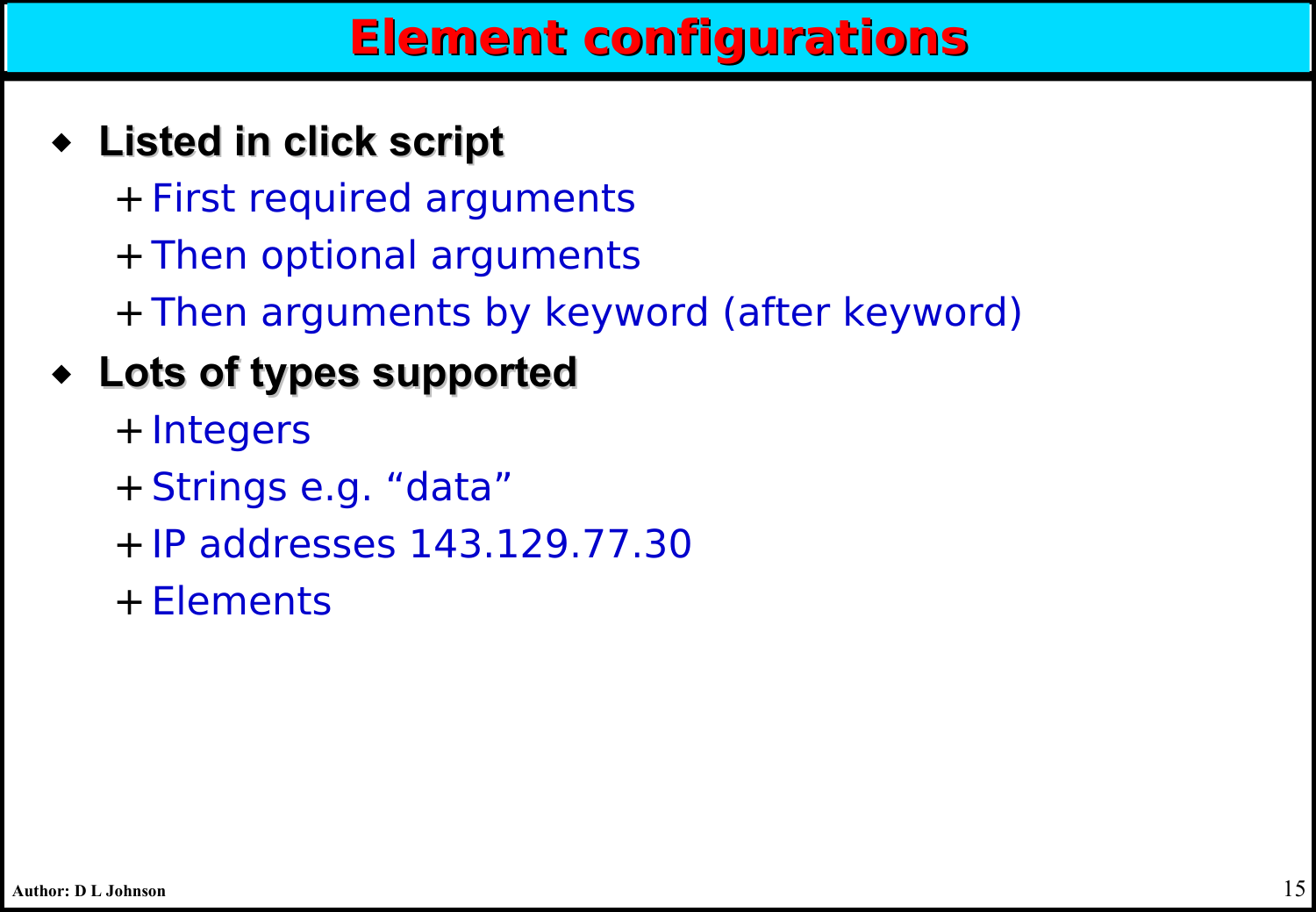# Element configurations

- **Listed in click script**
  - First required arguments
  - Then optional arguments
  - Then arguments by keyword (after keyword)
- **Lots of types supported**
  - Integers
  - Strings e.g. “data”
  - IP addresses 143.129.77.30
  - Elements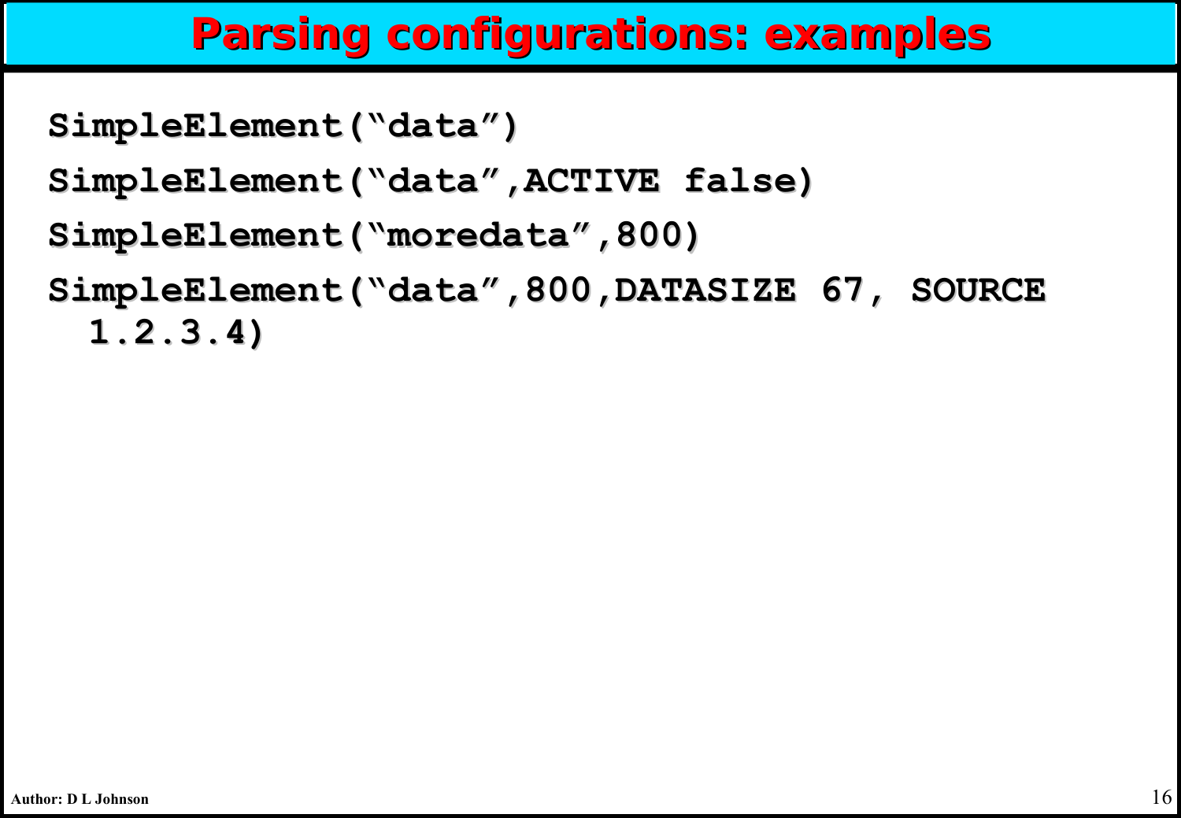# Parsing configurations: examples

```
SimpleElement("data")
SimpleElement("data",ACTIVE false)
SimpleElement("moredata",800)
SimpleElement("data",800,DATASIZE 67, SOURCE
  1.2.3.4)
```

Author: D L Johnson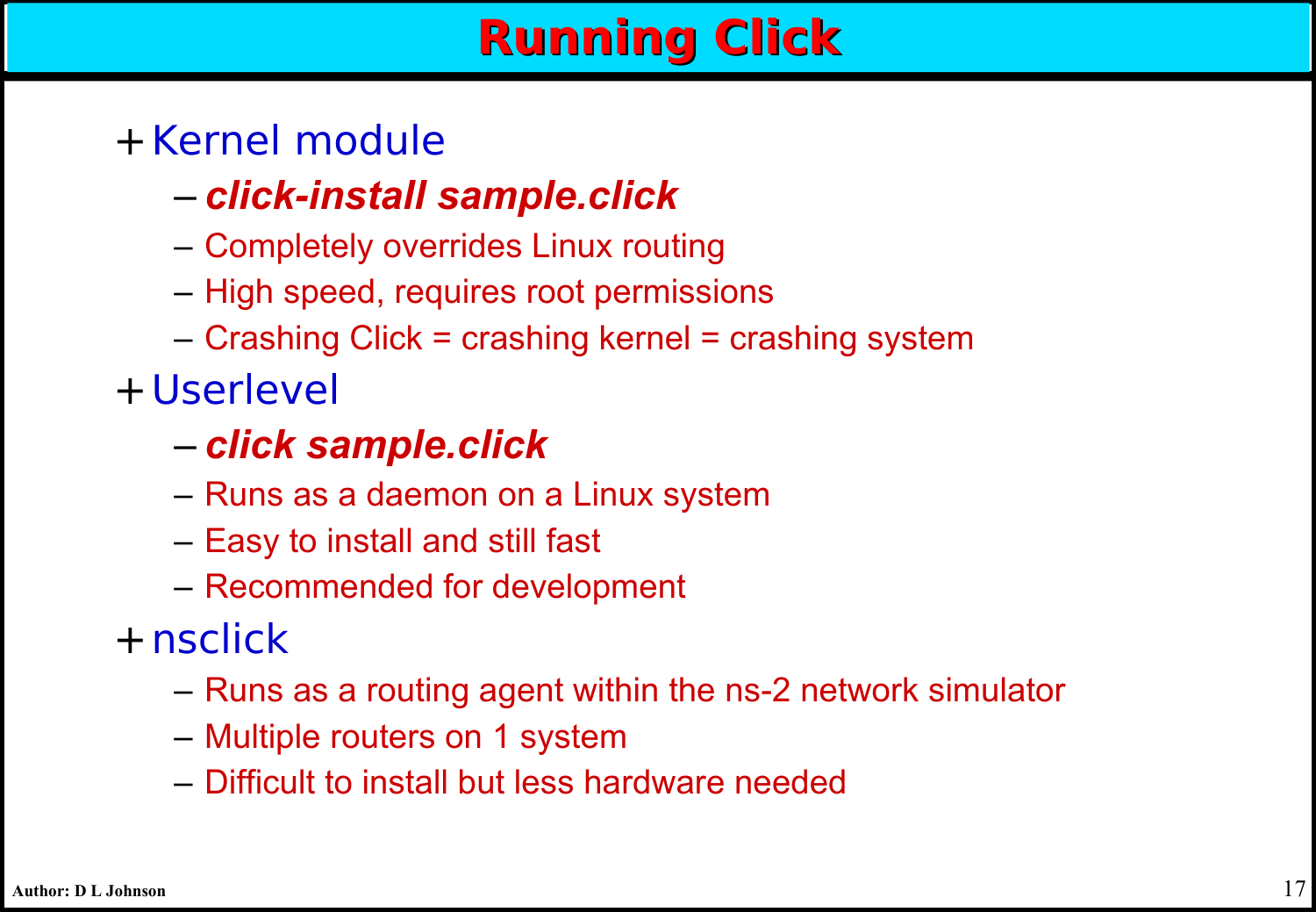# Running Click

- Kernel module
  - ***click-install sample.click***
  - Completely overrides Linux routing
  - High speed, requires root permissions
  - Crashing Click = crashing kernel = crashing system
- Userlevel
  - ***click sample.click***
  - Runs as a daemon on a Linux system
  - Easy to install and still fast
  - Recommended for development
- nsclick
  - Runs as a routing agent within the ns-2 network simulator
  - Multiple routers on 1 system
  - Difficult to install but less hardware needed

**Author: D L Johnson**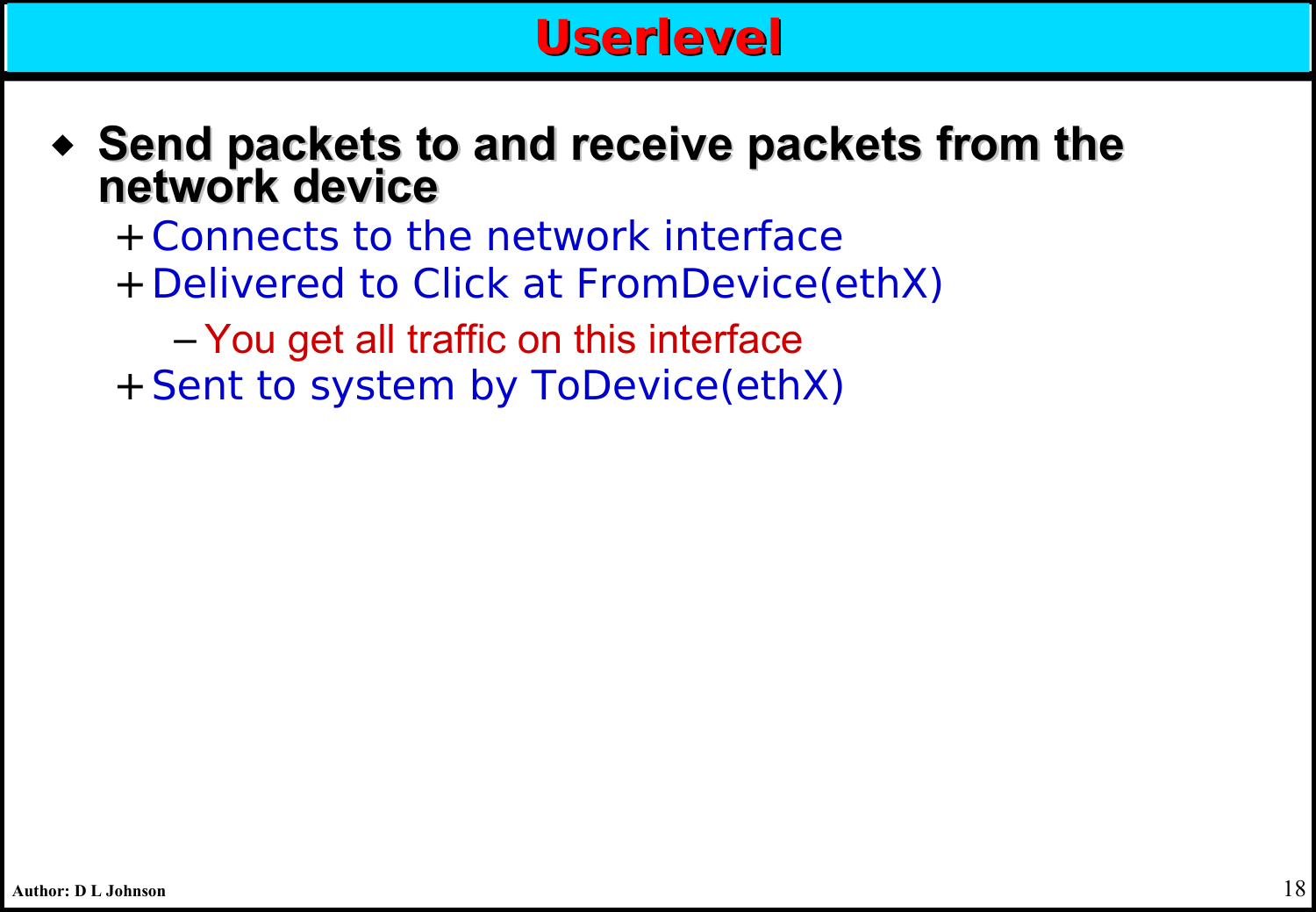# Userlevel

- **Send packets to and receive packets from the network device**
  - Connects to the network interface
  - Delivered to Click at FromDevice(ethX)
    - You get all traffic on this interface
  - Sent to system by ToDevice(ethX)

Author: D L Johnson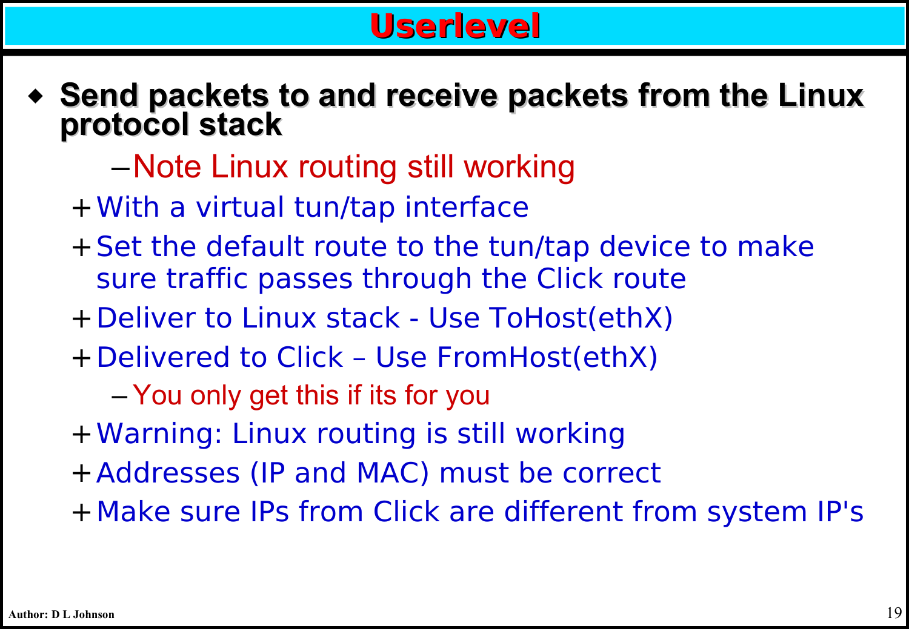# Userlevel

- **Send packets to and receive packets from the Linux protocol stack**
    - Note Linux routing still working
  - With a virtual tun/tap interface
  - Set the default route to the tun/tap device to make sure traffic passes through the Click route
  - Deliver to Linux stack - Use ToHost(ethX)
  - Delivered to Click – Use FromHost(ethX)
    - You only get this if its for you
  - Warning: Linux routing is still working
  - Addresses (IP and MAC) must be correct
  - Make sure IPs from Click are different from system IP's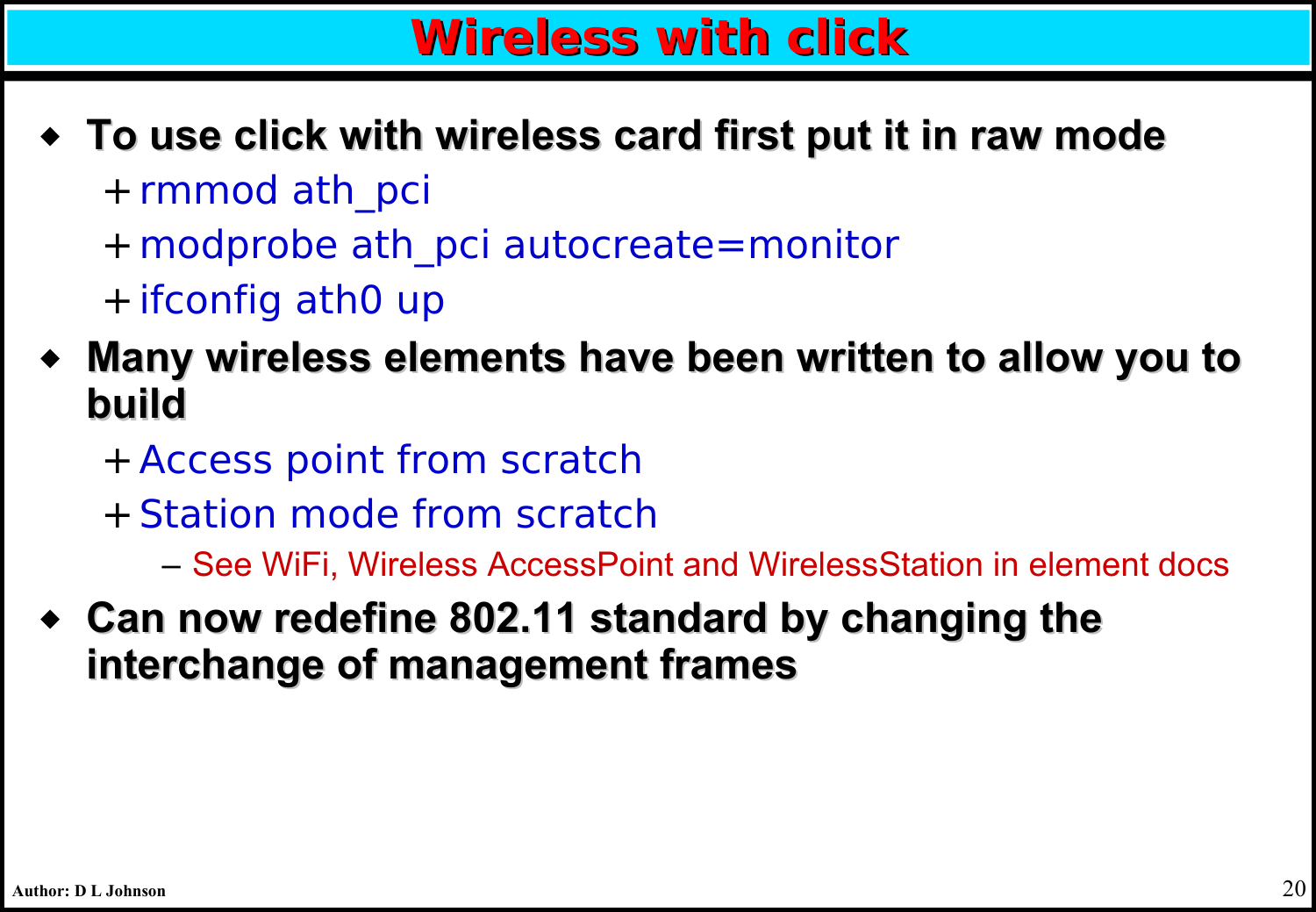# Wireless with click

- **To use click with wireless card first put it in raw mode**
  - rmmod ath_pci
  - modprobe ath_pci autocreate=monitor
  - ifconfig ath0 up
- **Many wireless elements have been written to allow you to build**
  - Access point from scratch
  - Station mode from scratch
    - See WiFi, Wireless AccessPoint and WirelessStation in element docs
- **Can now redefine 802.11 standard by changing the interchange of management frames**

Author: D L Johnson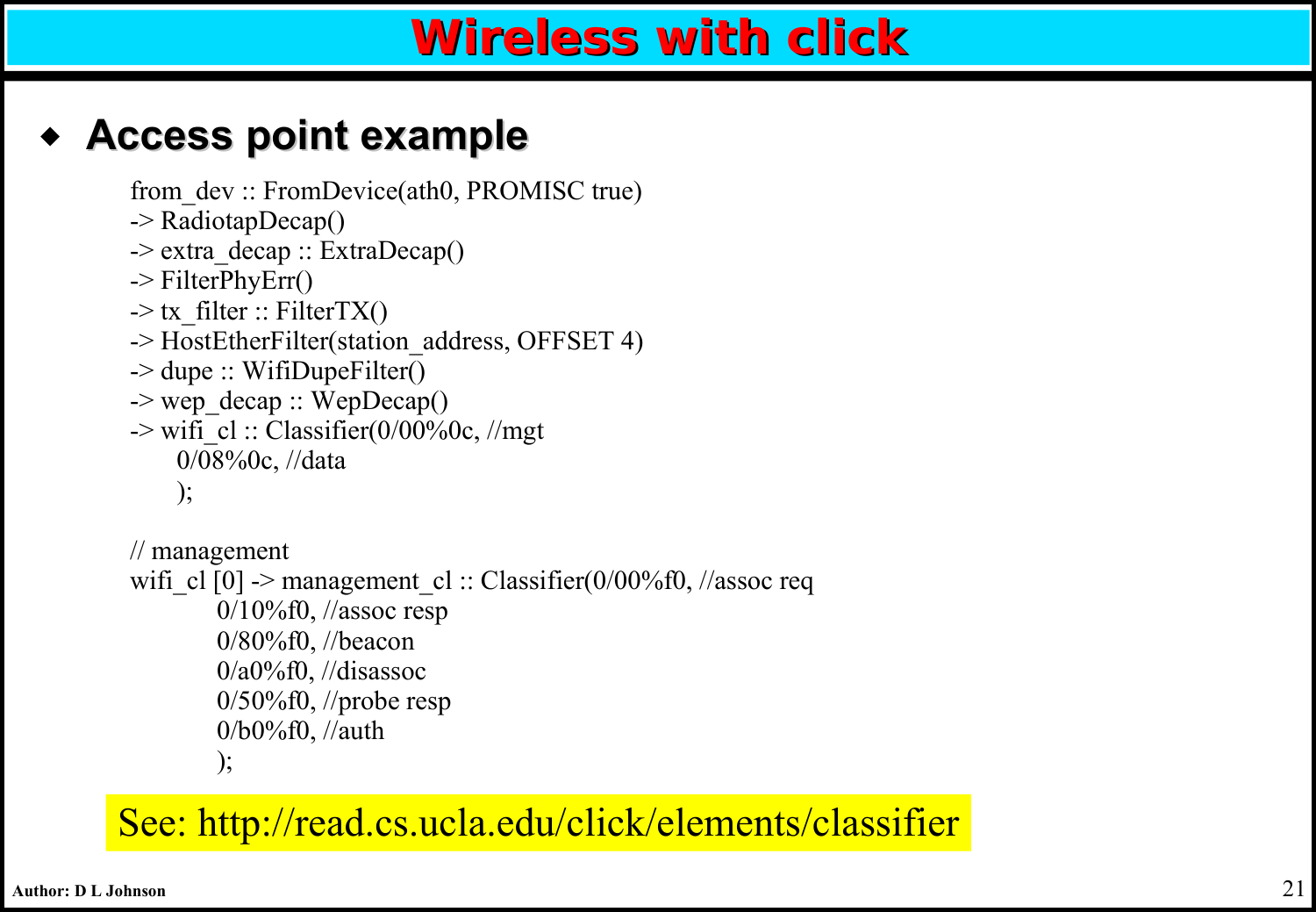# Wireless with click

- **Access point example**

```
from_dev :: FromDevice(ath0, PROMISC true)
-> RadiotapDecap()
-> extra_decap :: ExtraDecap()
-> FilterPhyErr()
-> tx_filter :: FilterTX()
-> HostEtherFilter(station_address, OFFSET 4)
-> dupe :: WifiDupeFilter()
-> wep_decap :: WepDecap()
-> wifi_cl :: Classifier(0/00%0c, //mgt
     0/08%0c, //data
     );

// management
wifi_cl [0] -> management_cl :: Classifier(0/00%f0, //assoc req
          0/10%f0, //assoc resp
          0/80%f0, //beacon
          0/a0%f0, //disassoc
          0/50%f0, //probe resp
          0/b0%f0, //auth
          );
```

See: http://read.cs.ucla.edu/click/elements/classifier

Author: D L Johnson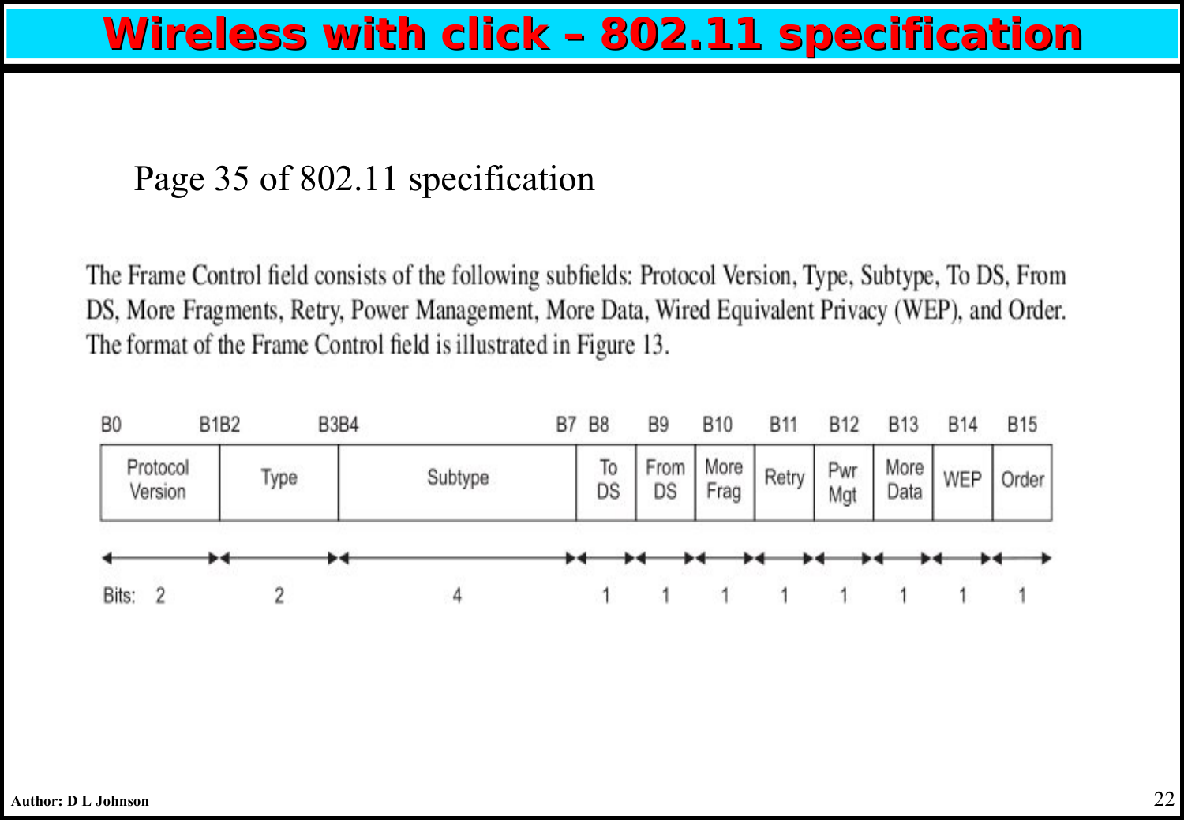# Wireless with click – 802.11 specification

Page 35 of 802.11 specification

The Frame Control field consists of the following subfields: Protocol Version, Type, Subtype, To DS, From DS, More Fragments, Retry, Power Management, More Data, Wired Equivalent Privacy (WEP), and Order. The format of the Frame Control field is illustrated in Figure 13.

| | B0 – B1 | B2 – B3 | B4 – B7 | B8 | B9 | B10 | B11 | B12 | B13 | B14 | B15 |
|---|---|---|---|---|---|---|---|---|---|---|---|
| | Protocol Version | Type | Subtype | To DS | From DS | More Frag | Retry | Pwr Mgt | More Data | WEP | Order |
| Bits: | 2 | 2 | 4 | 1 | 1 | 1 | 1 | 1 | 1 | 1 | 1 |

Author: D L Johnson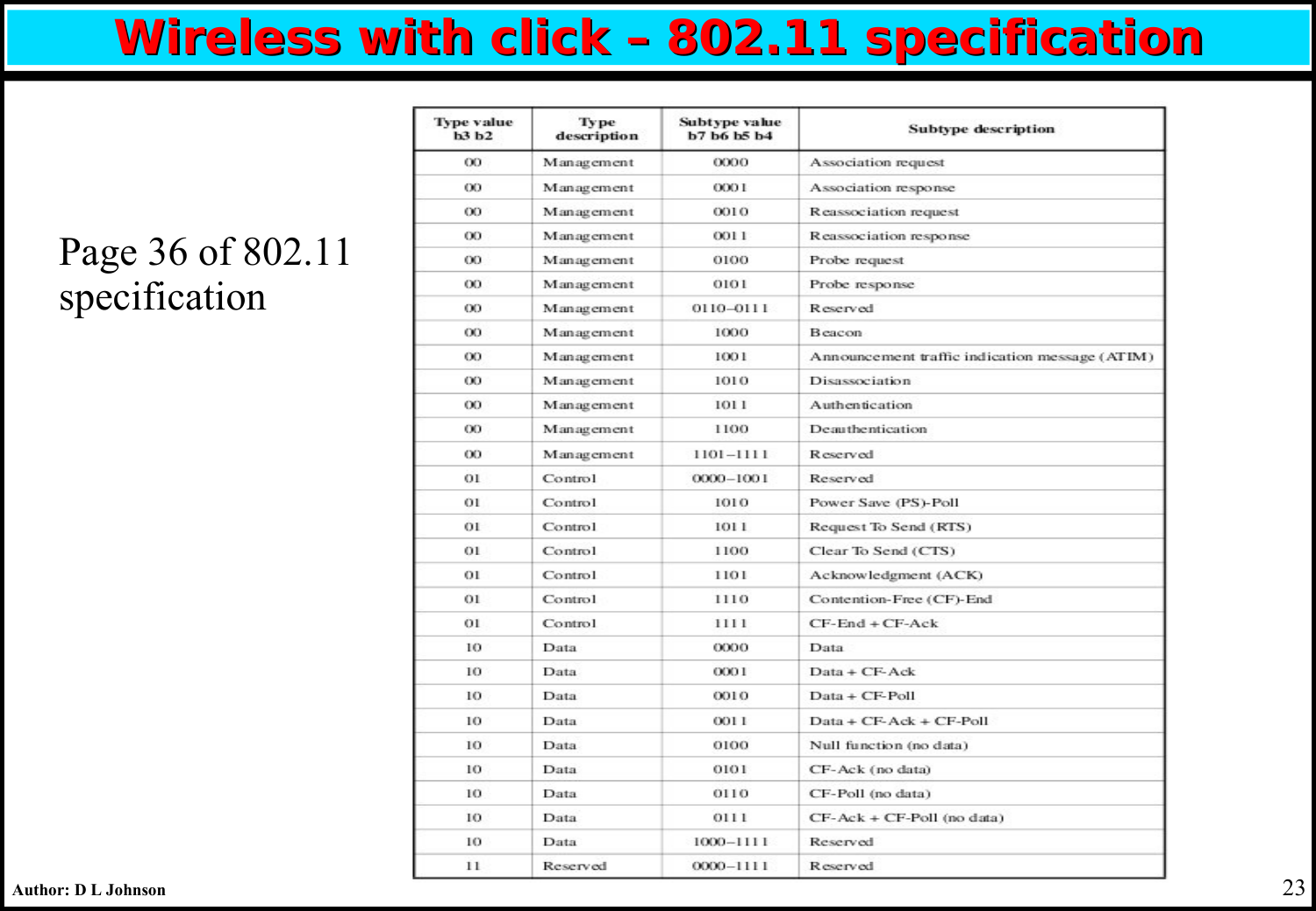# Wireless with click – 802.11 specification

Page 36 of 802.11 specification

| Type value b3 b2 | Type description | Subtype value b7 b6 b5 b4 | Subtype description |
|---|---|---|---|
| 00 | Management | 0000 | Association request |
| 00 | Management | 0001 | Association response |
| 00 | Management | 0010 | Reassociation request |
| 00 | Management | 0011 | Reassociation response |
| 00 | Management | 0100 | Probe request |
| 00 | Management | 0101 | Probe response |
| 00 | Management | 0110–0111 | Reserved |
| 00 | Management | 1000 | Beacon |
| 00 | Management | 1001 | Announcement traffic indication message (ATIM) |
| 00 | Management | 1010 | Disassociation |
| 00 | Management | 1011 | Authentication |
| 00 | Management | 1100 | Deauthentication |
| 00 | Management | 1101–1111 | Reserved |
| 01 | Control | 0000–1001 | Reserved |
| 01 | Control | 1010 | Power Save (PS)-Poll |
| 01 | Control | 1011 | Request To Send (RTS) |
| 01 | Control | 1100 | Clear To Send (CTS) |
| 01 | Control | 1101 | Acknowledgment (ACK) |
| 01 | Control | 1110 | Contention-Free (CF)-End |
| 01 | Control | 1111 | CF-End + CF-Ack |
| 10 | Data | 0000 | Data |
| 10 | Data | 0001 | Data + CF-Ack |
| 10 | Data | 0010 | Data + CF-Poll |
| 10 | Data | 0011 | Data + CF-Ack + CF-Poll |
| 10 | Data | 0100 | Null function (no data) |
| 10 | Data | 0101 | CF-Ack (no data) |
| 10 | Data | 0110 | CF-Poll (no data) |
| 10 | Data | 0111 | CF-Ack + CF-Poll (no data) |
| 10 | Data | 1000–1111 | Reserved |
| 11 | Reserved | 0000–1111 | Reserved |

Author: D L Johnson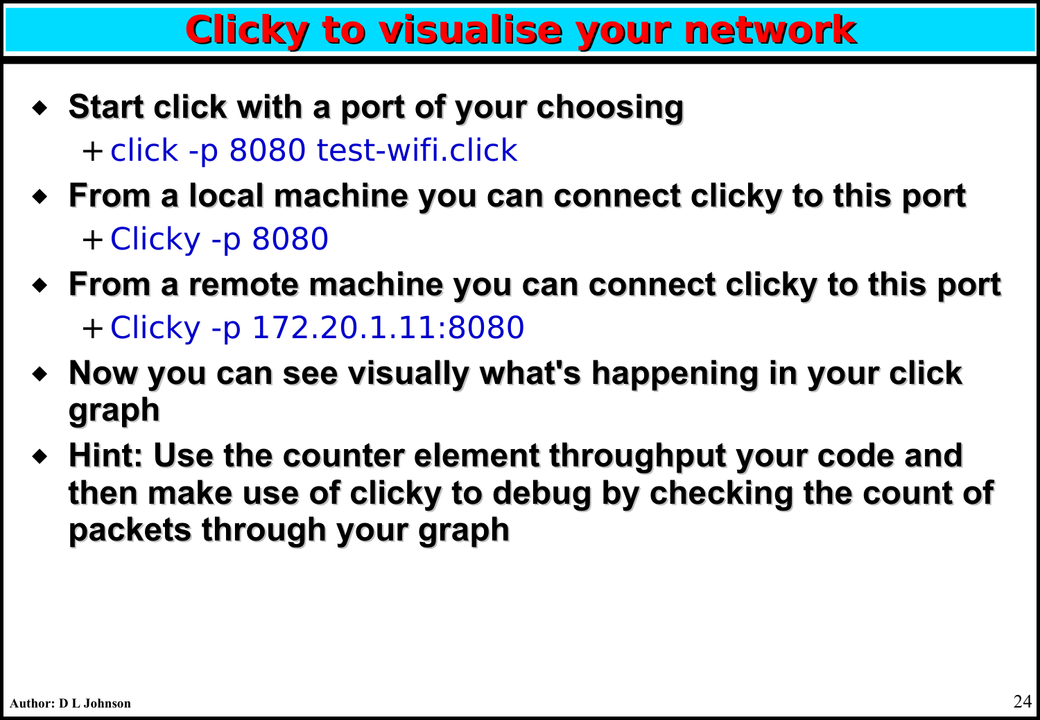# Clicky to visualise your network

- **Start click with a port of your choosing**
  - click -p 8080 test-wifi.click
- **From a local machine you can connect clicky to this port**
  - Clicky -p 8080
- **From a remote machine you can connect clicky to this port**
  - Clicky -p 172.20.1.11:8080
- **Now you can see visually what's happening in your click graph**
- **Hint: Use the counter element throughput your code and then make use of clicky to debug by checking the count of packets through your graph**

Author: D L Johnson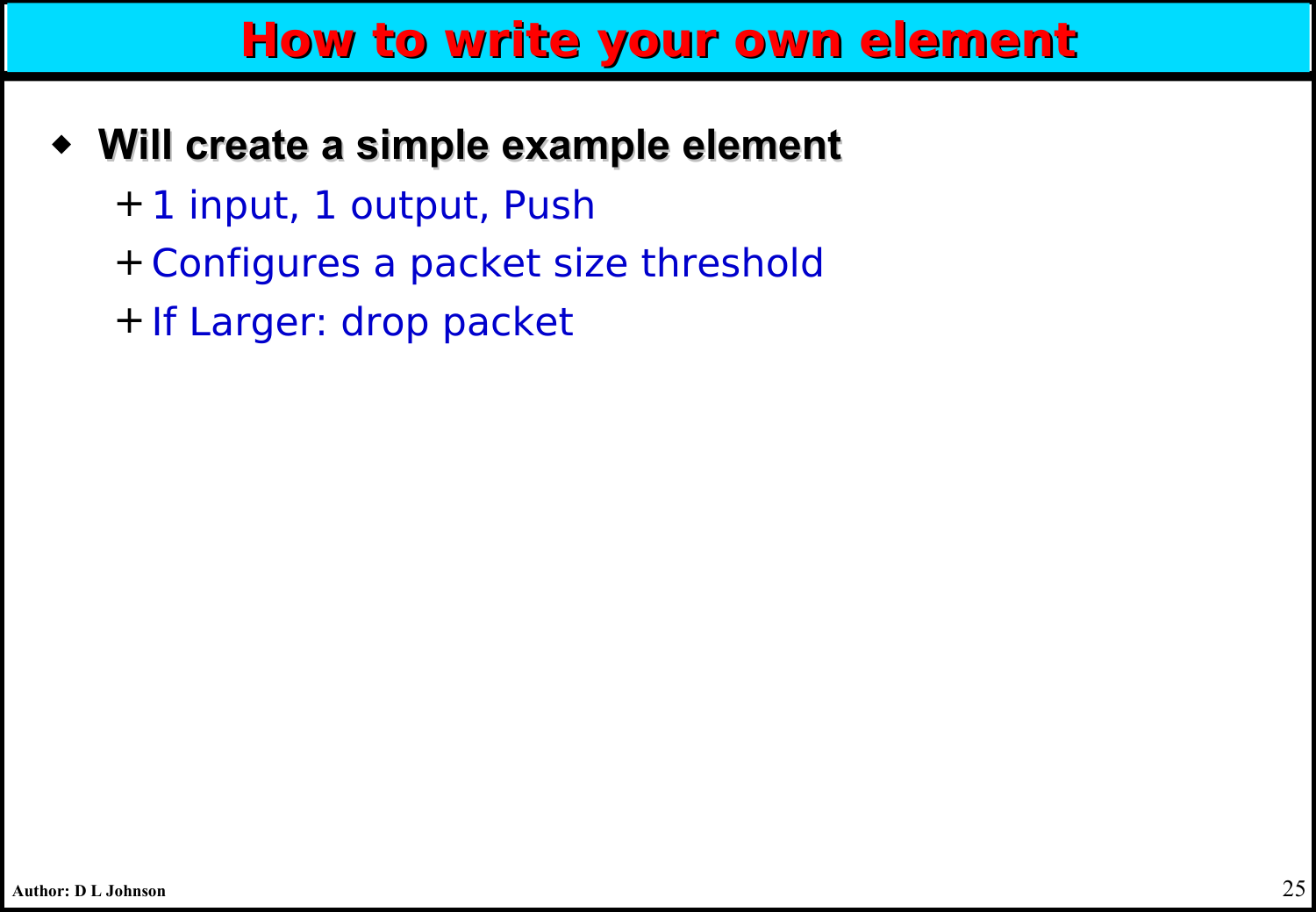# How to write your own element

- **Will create a simple example element**
  - 1 input, 1 output, Push
  - Configures a packet size threshold
  - If Larger: drop packet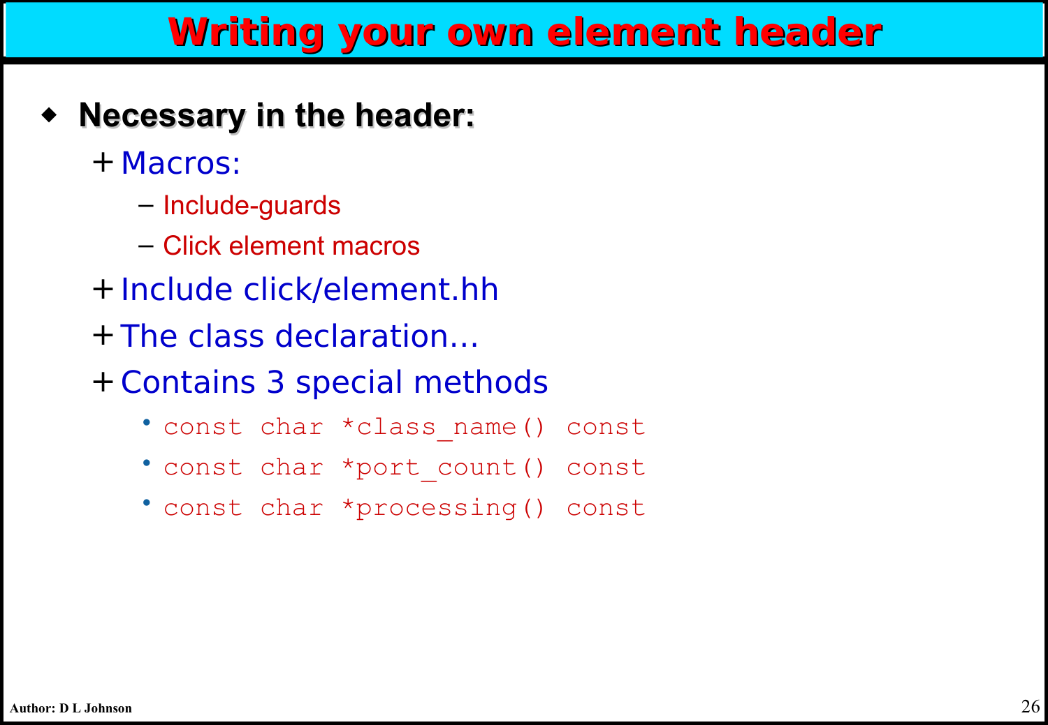# Writing your own element header

- **Necessary in the header:**
  - Macros:
    - Include-guards
    - Click element macros
  - Include click/element.hh
  - The class declaration…
  - Contains 3 special methods
    - `const char *class_name() const`
    - `const char *port_count() const`
    - `const char *processing() const`

Author: D L Johnson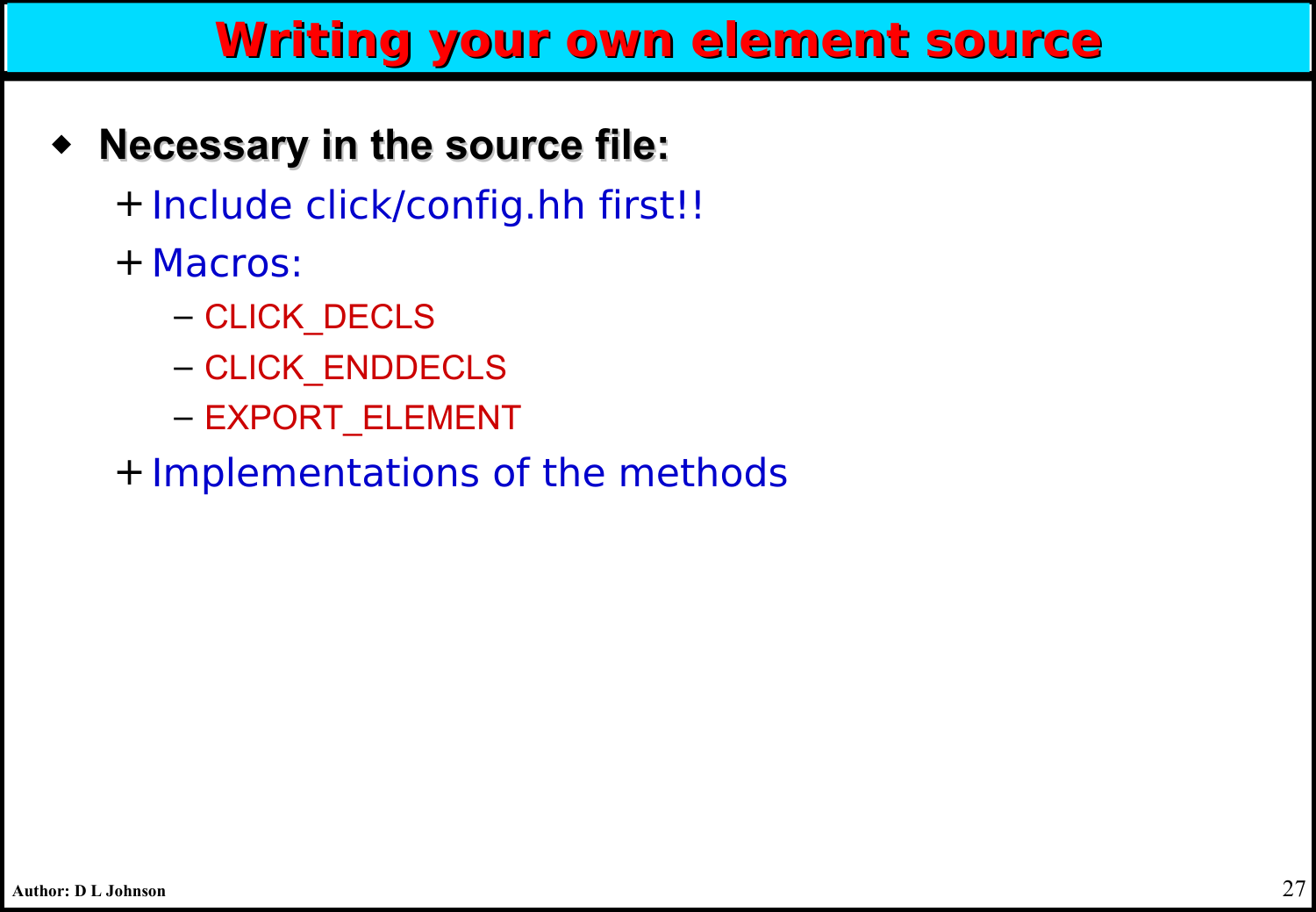# Writing your own element source

- **Necessary in the source file:**
  - Include click/config.hh first!!
  - Macros:
    - CLICK_DECLS
    - CLICK_ENDDECLS
    - EXPORT_ELEMENT
  - Implementations of the methods

Author: D L Johnson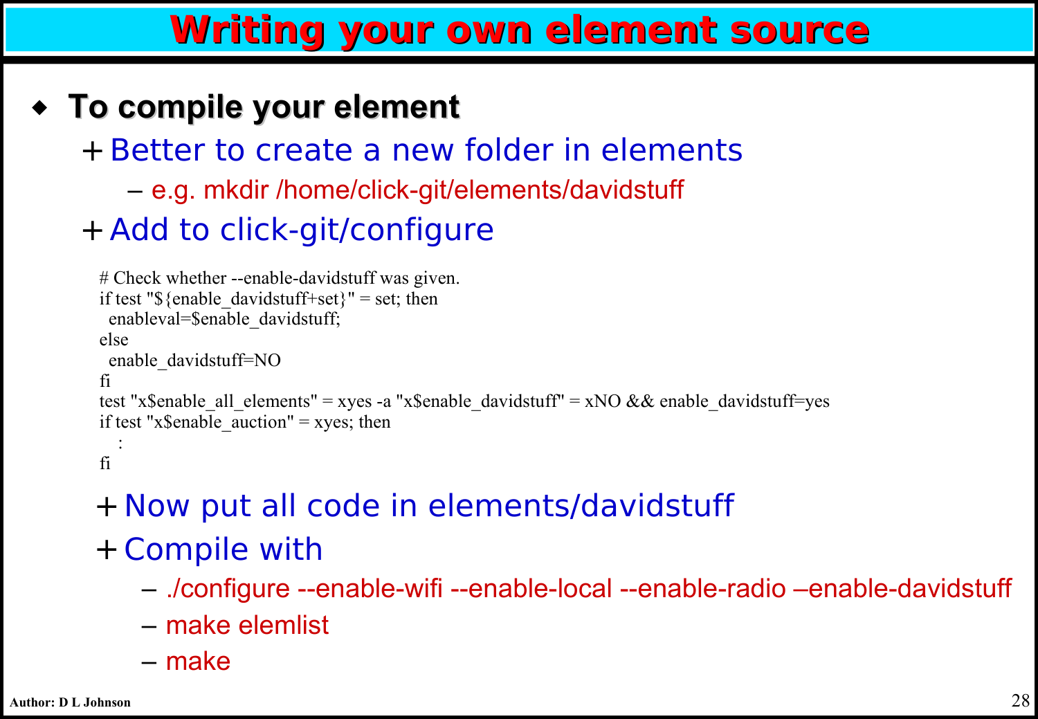# Writing your own element source

- **To compile your element**
  - Better to create a new folder in elements
    - e.g. mkdir /home/click-git/elements/davidstuff
  - Add to click-git/configure

```
# Check whether --enable-davidstuff was given.
if test "${enable_davidstuff+set}" = set; then
  enableval=$enable_davidstuff;
else
  enable_davidstuff=NO
fi
test "x$enable_all_elements" = xyes -a "x$enable_davidstuff" = xNO && enable_davidstuff=yes
if test "x$enable_auction" = xyes; then
    :
fi
```

  - Now put all code in elements/davidstuff
  - Compile with
    - ./configure --enable-wifi --enable-local --enable-radio –enable-davidstuff
    - make elemlist
    - make

Author: D L Johnson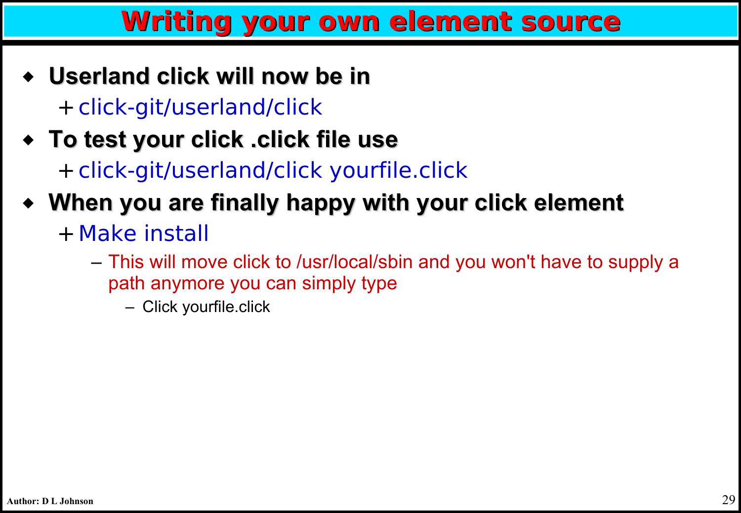# Writing your own element source

- **Userland click will now be in**
  - click-git/userland/click
- **To test your click .click file use**
  - click-git/userland/click yourfile.click
- **When you are finally happy with your click element**
  - Make install
    - This will move click to /usr/local/sbin and you won't have to supply a path anymore you can simply type
      - Click yourfile.click

Author: D L Johnson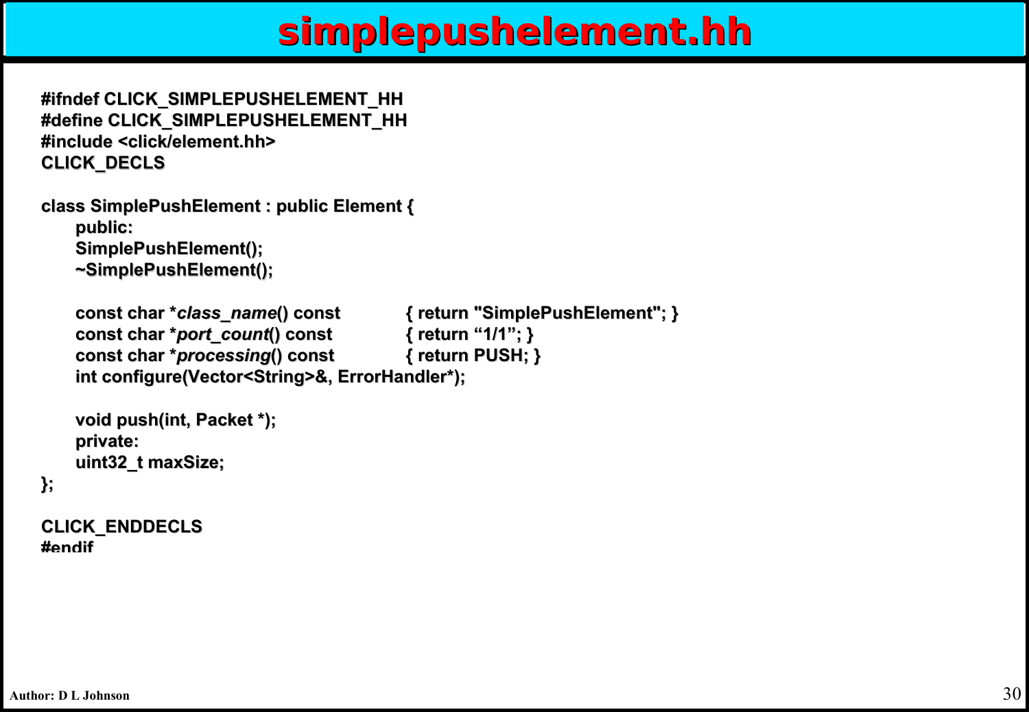# simplepushelement.hh

```
#ifndef CLICK_SIMPLEPUSHELEMENT_HH
#define CLICK_SIMPLEPUSHELEMENT_HH
#include <click/element.hh>
CLICK_DECLS

class SimplePushElement : public Element {
      public:
      SimplePushElement();
      ~SimplePushElement();

      const char *class_name() const          { return "SimplePushElement"; }
      const char *port_count() const          { return “1/1”; }
      const char *processing() const          { return PUSH; }
      int configure(Vector<String>&, ErrorHandler*);

      void push(int, Packet *);
      private:
      uint32_t maxSize;
};

CLICK_ENDDECLS
#endif
```

Author: D L Johnson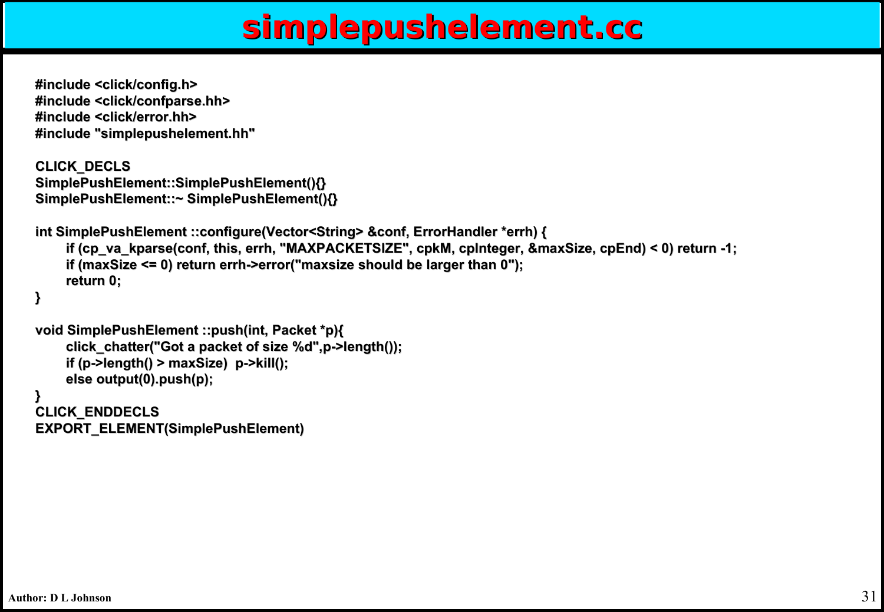# simplepushelement.cc

```
#include <click/config.h>
#include <click/confparse.hh>
#include <click/error.hh>
#include "simplepushelement.hh"

CLICK_DECLS
SimplePushElement::SimplePushElement(){}
SimplePushElement::~ SimplePushElement(){}

int SimplePushElement ::configure(Vector<String> &conf, ErrorHandler *errh) {
	if (cp_va_kparse(conf, this, errh, "MAXPACKETSIZE", cpkM, cpInteger, &maxSize, cpEnd) < 0) return -1;
	if (maxSize <= 0) return errh->error("maxsize should be larger than 0");
	return 0;
}

void SimplePushElement ::push(int, Packet *p){
	click_chatter("Got a packet of size %d",p->length());
	if (p->length() > maxSize)  p->kill();
	else output(0).push(p);
}
CLICK_ENDDECLS
EXPORT_ELEMENT(SimplePushElement)
```

Author: D L Johnson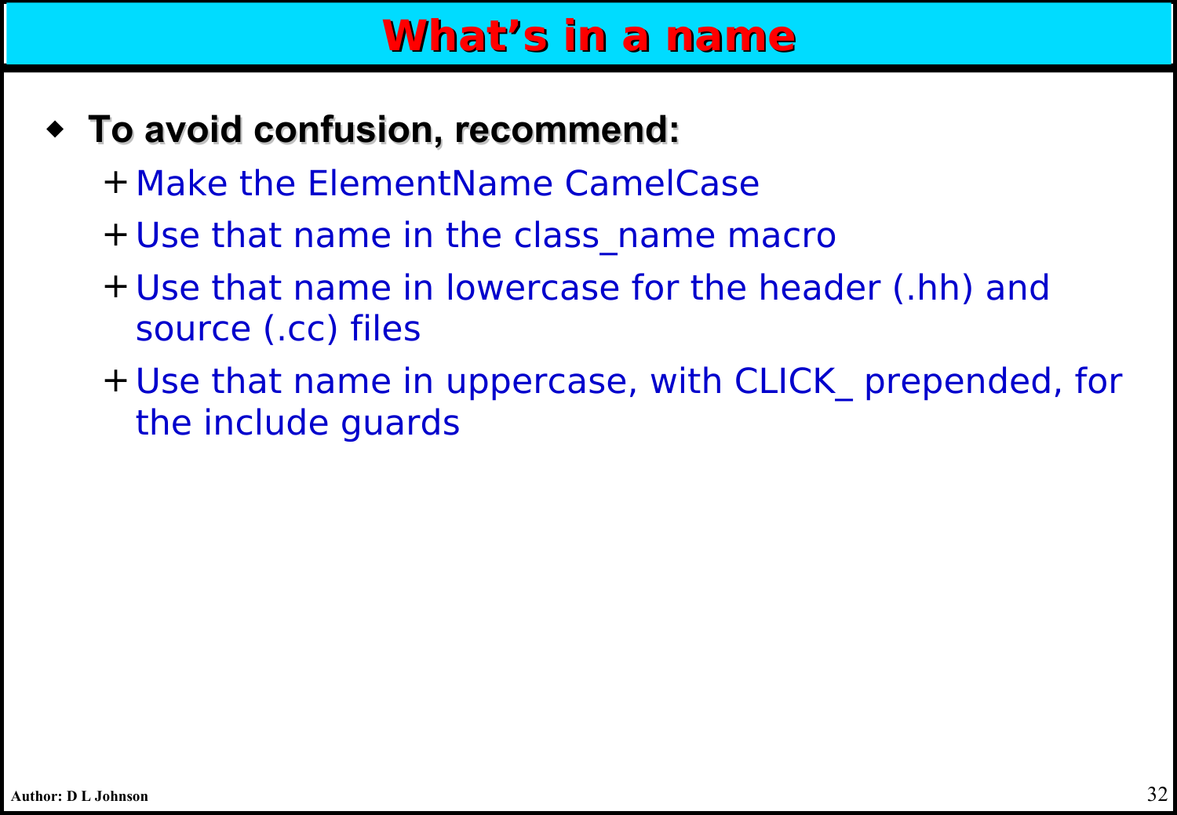# What's in a name

- **To avoid confusion, recommend:**
  - Make the ElementName CamelCase
  - Use that name in the class_name macro
  - Use that name in lowercase for the header (.hh) and source (.cc) files
  - Use that name in uppercase, with CLICK_ prepended, for the include guards

Author: D L Johnson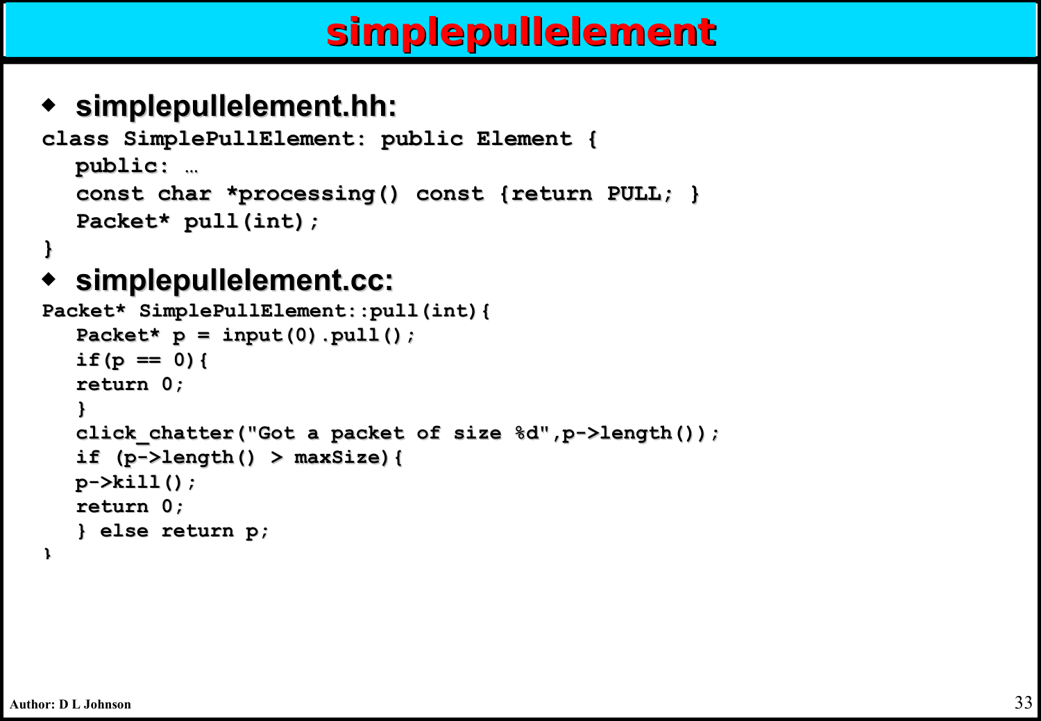# simplepullelement

- **simplepullelement.hh:**

```
class SimplePullElement: public Element {
   public: …
   const char *processing() const {return PULL; }
   Packet* pull(int);
}
```

- **simplepullelement.cc:**

```
Packet* SimplePullElement::pull(int){
   Packet* p = input(0).pull();
   if(p == 0){
   return 0;
   }
   click_chatter("Got a packet of size %d",p->length());
   if (p->length() > maxSize){
   p->kill();
   return 0;
   } else return p;
}
```

Author: D L Johnson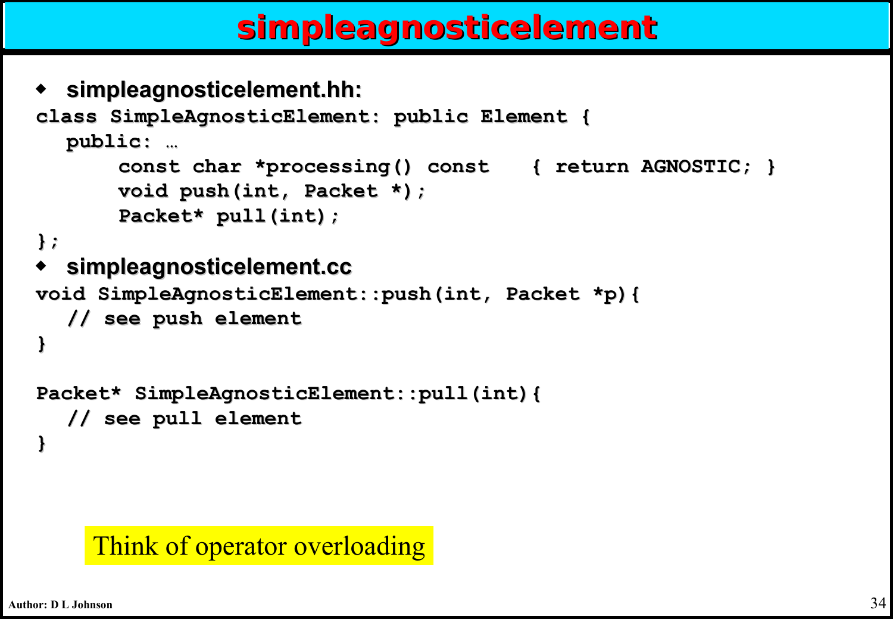# simpleagnosticelement

- **simpleagnosticelement.hh:**

```
class SimpleAgnosticElement: public Element {
   public: …
       const char *processing() const    { return AGNOSTIC; }
       void push(int, Packet *);
       Packet* pull(int);
};
```

- **simpleagnosticelement.cc**

```
void SimpleAgnosticElement::push(int, Packet *p){
   // see push element
}

Packet* SimpleAgnosticElement::pull(int){
   // see pull element
}
```

Think of operator overloading

Author: D L Johnson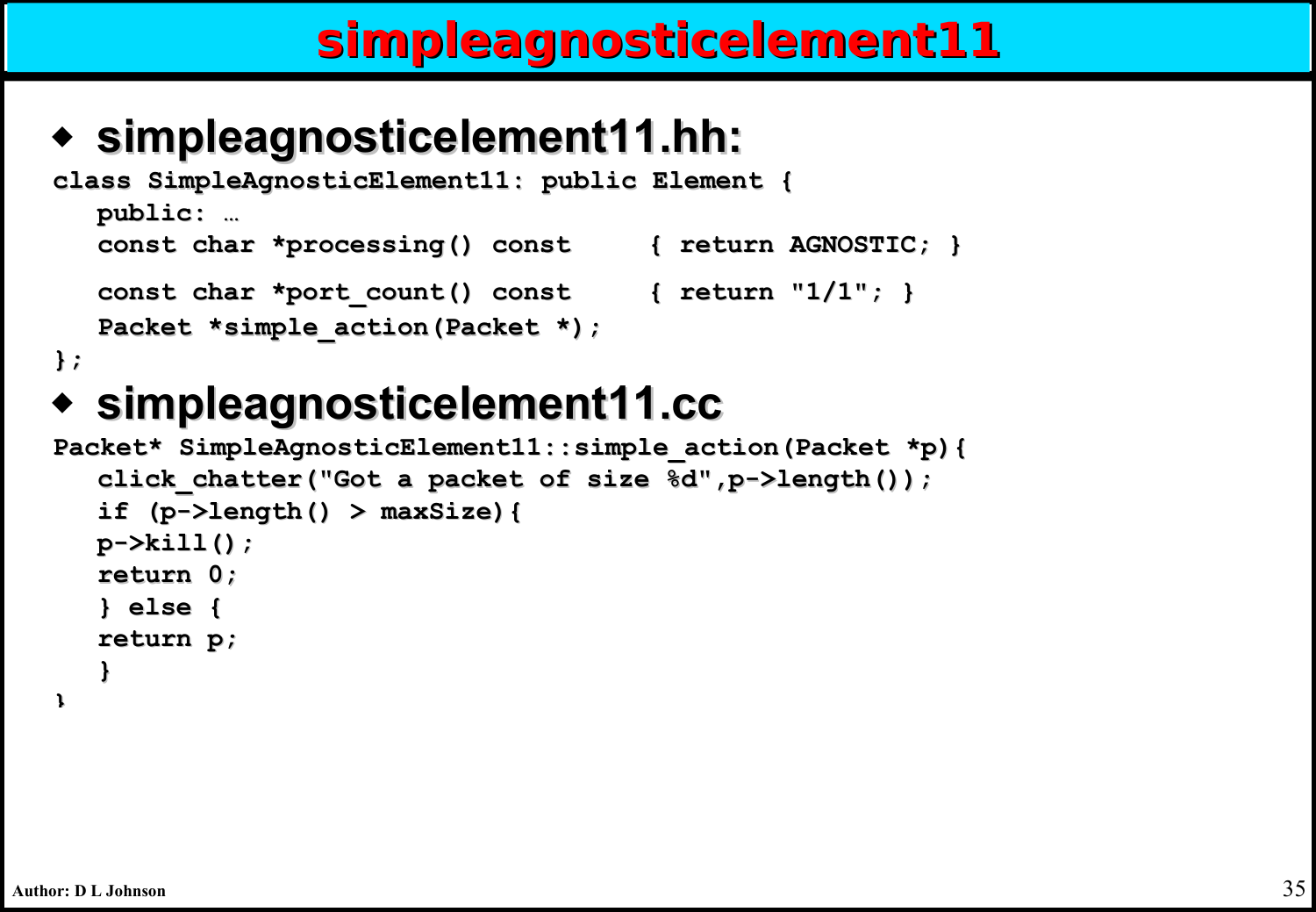# simpleagnosticelement11

- **simpleagnosticelement11.hh:**

```
class SimpleAgnosticElement11: public Element {
   public: …
   const char *processing() const     { return AGNOSTIC; }
   const char *port_count() const     { return "1/1"; }
   Packet *simple_action(Packet *);
};
```

- **simpleagnosticelement11.cc**

```
Packet* SimpleAgnosticElement11::simple_action(Packet *p){
   click_chatter("Got a packet of size %d",p->length());
   if (p->length() > maxSize){
   p->kill();
   return 0;
   } else {
   return p;
   }
}
```

Author: D L Johnson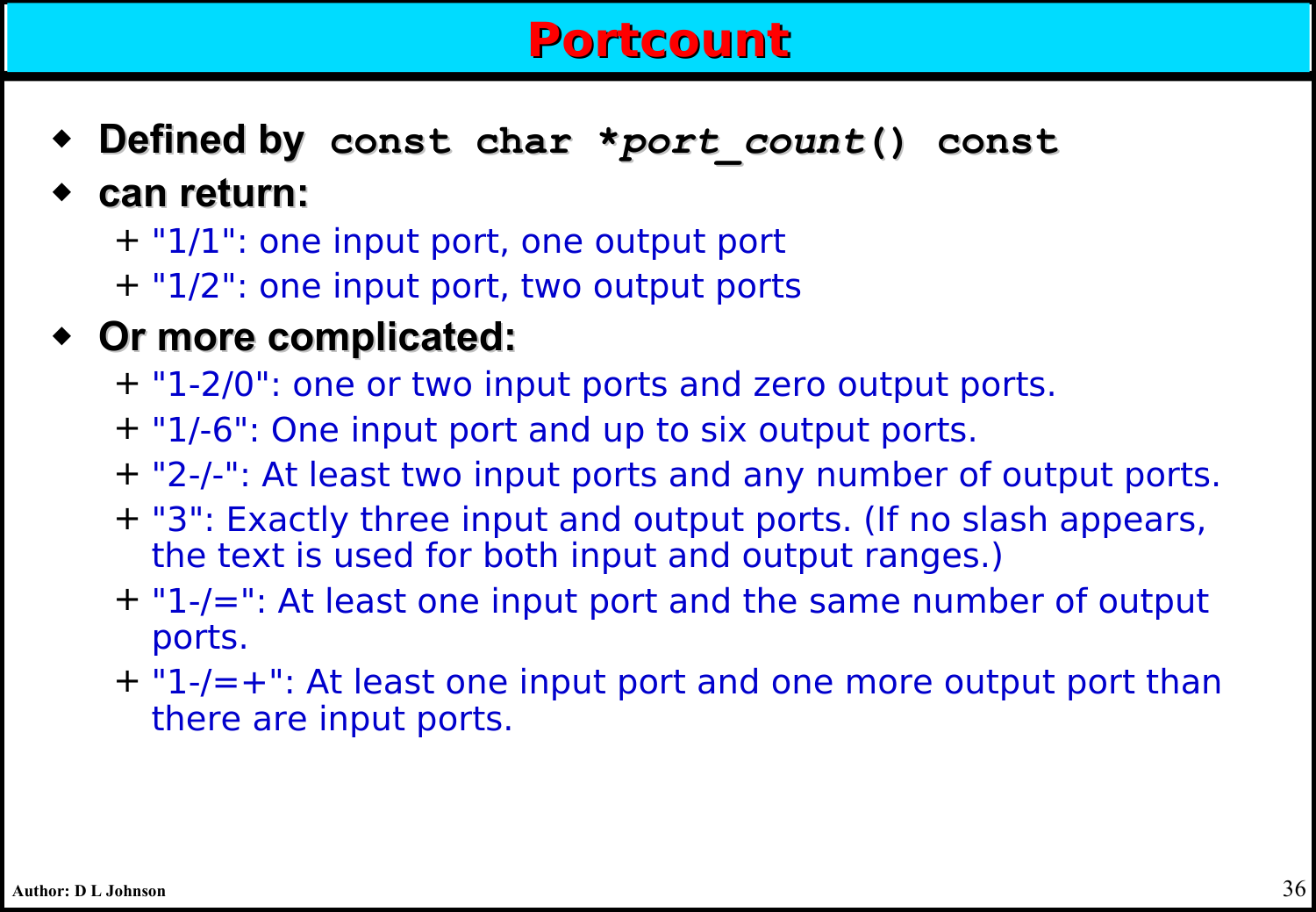# Portcount

- **Defined by** `const char *port_count() const`
- **can return:**
  - "1/1": one input port, one output port
  - "1/2": one input port, two output ports
- **Or more complicated:**
  - "1-2/0": one or two input ports and zero output ports.
  - "1/-6": One input port and up to six output ports.
  - "2-/-": At least two input ports and any number of output ports.
  - "3": Exactly three input and output ports. (If no slash appears, the text is used for both input and output ranges.)
  - "1-/=": At least one input port and the same number of output ports.
  - "1-/=+": At least one input port and one more output port than there are input ports.

Author: D L Johnson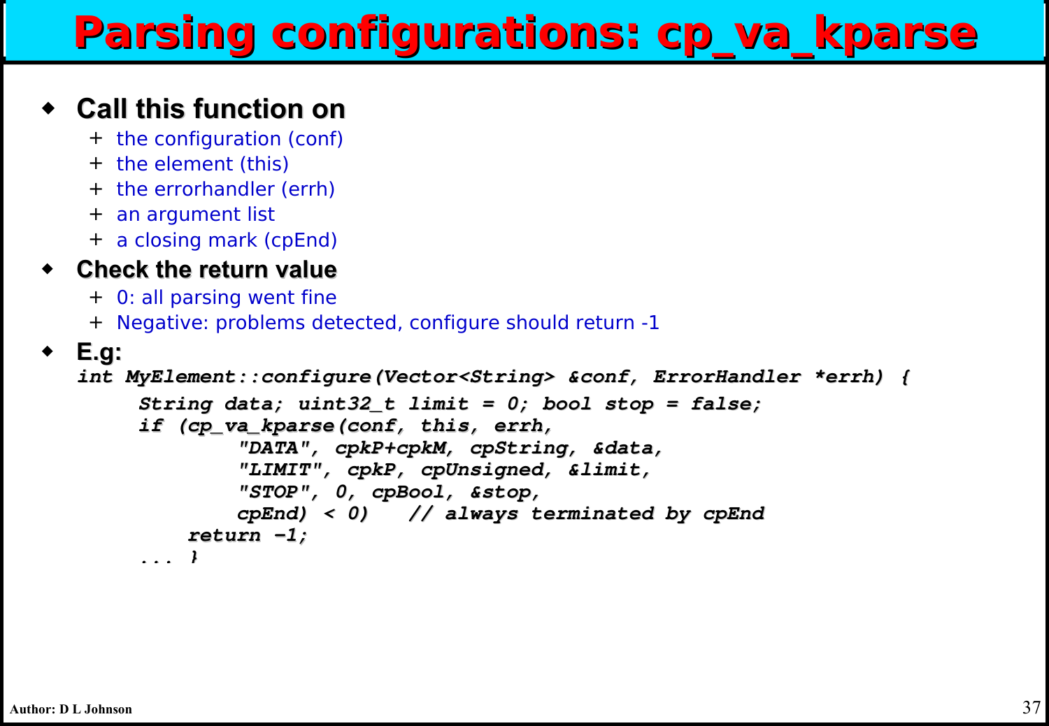# Parsing configurations: cp_va_kparse

- **Call this function on**
  - the configuration (conf)
  - the element (this)
  - the errorhandler (errh)
  - an argument list
  - a closing mark (cpEnd)
- **Check the return value**
  - 0: all parsing went fine
  - Negative: problems detected, configure should return -1
- **E.g:**

```
int MyElement::configure(Vector<String> &conf, ErrorHandler *errh) {
      String data; uint32_t limit = 0; bool stop = false;
      if (cp_va_kparse(conf, this, errh,
              "DATA", cpkP+cpkM, cpString, &data,
              "LIMIT", cpkP, cpUnsigned, &limit,
              "STOP", 0, cpBool, &stop,
              cpEnd) < 0)    // always terminated by cpEnd
          return -1;
      ... }
```

Author: D L Johnson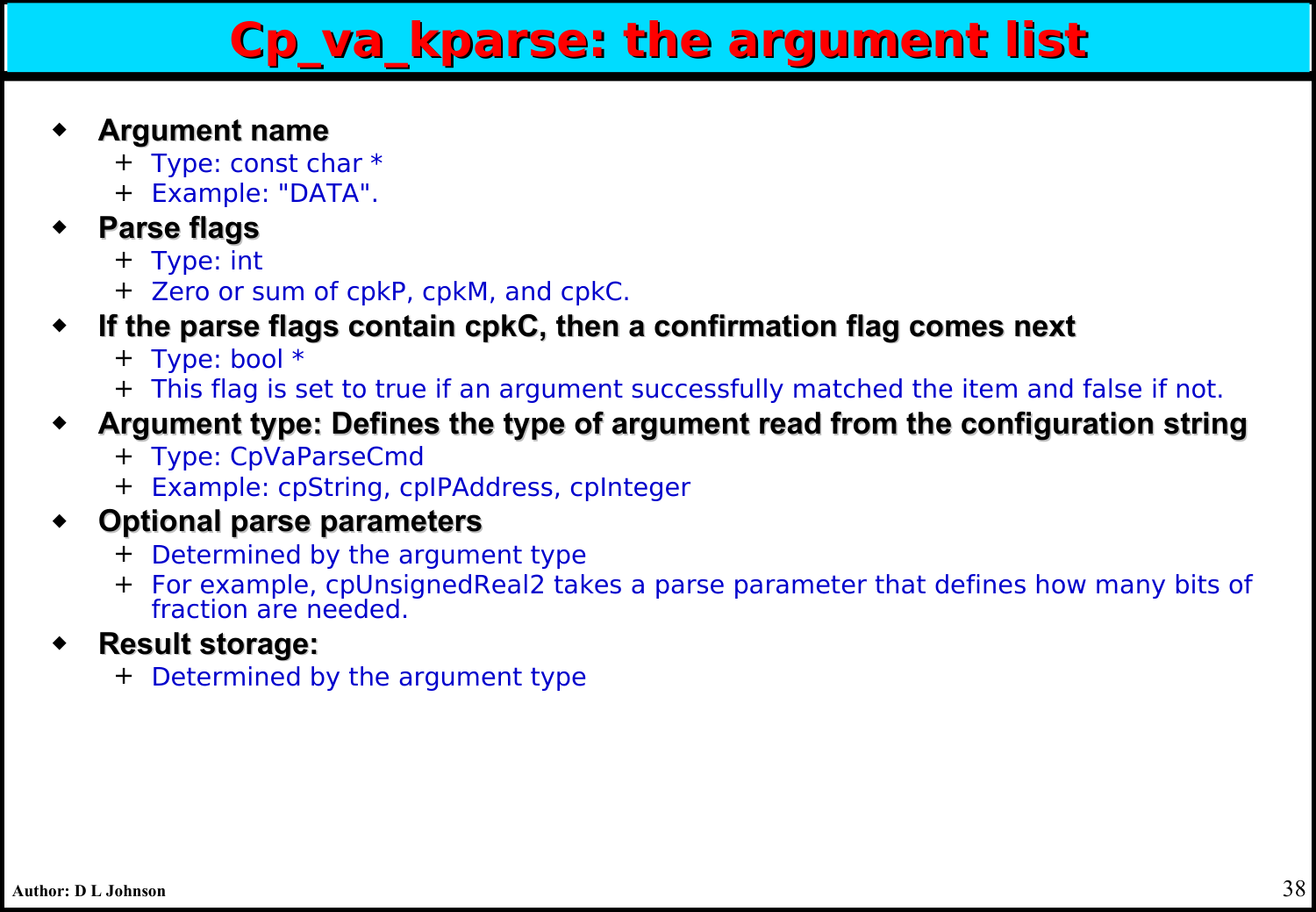# Cp_va_kparse: the argument list

- **Argument name**
  - Type: const char *
  - Example: "DATA".
- **Parse flags**
  - Type: int
  - Zero or sum of cpkP, cpkM, and cpkC.
- **If the parse flags contain cpkC, then a confirmation flag comes next**
  - Type: bool *
  - This flag is set to true if an argument successfully matched the item and false if not.
- **Argument type: Defines the type of argument read from the configuration string**
  - Type: CpVaParseCmd
  - Example: cpString, cpIPAddress, cpInteger
- **Optional parse parameters**
  - Determined by the argument type
  - For example, cpUnsignedReal2 takes a parse parameter that defines how many bits of fraction are needed.
- **Result storage:**
  - Determined by the argument type

Author: D L Johnson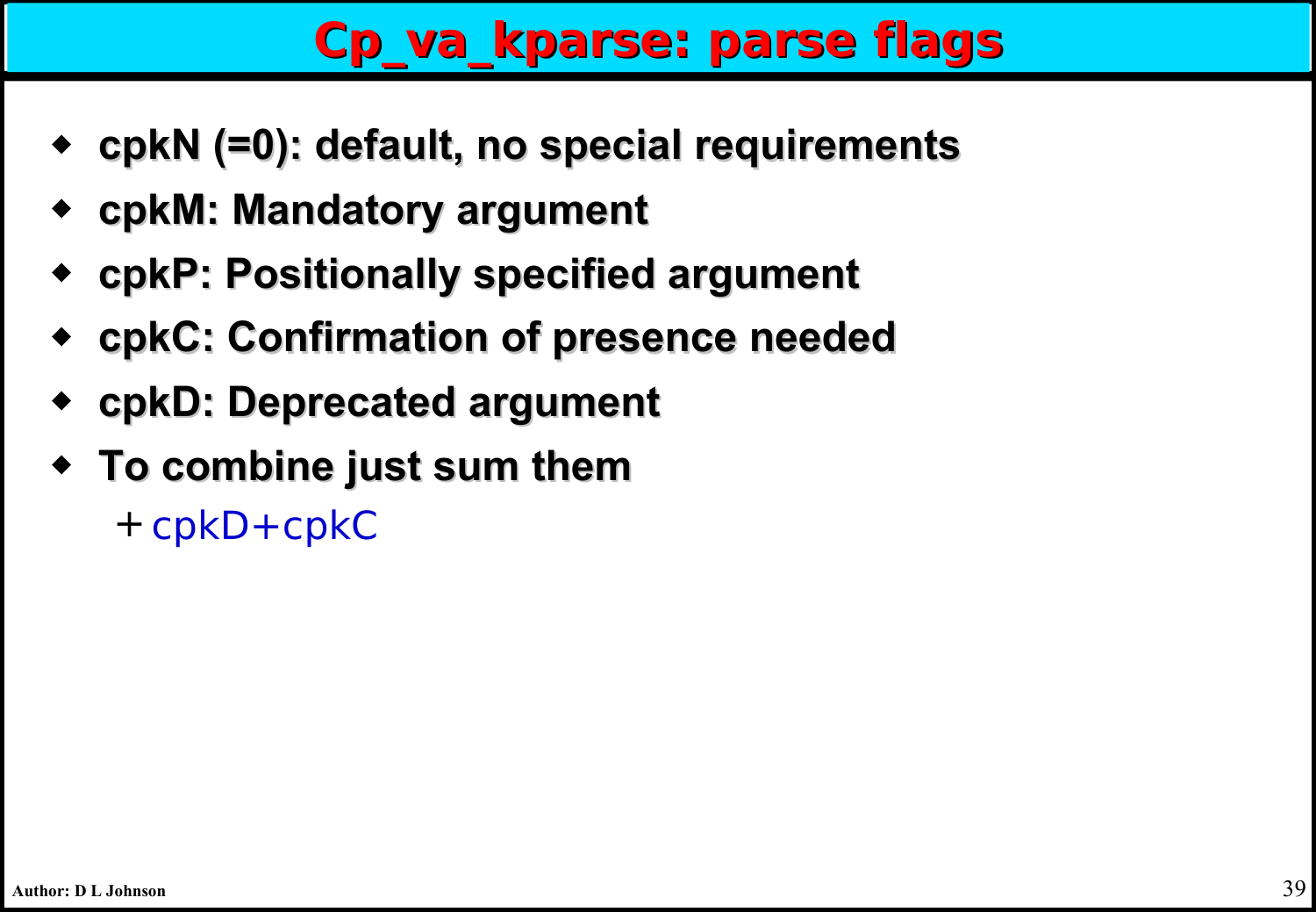# Cp_va_kparse: parse flags

- **cpkN (=0): default, no special requirements**
- **cpkM: Mandatory argument**
- **cpkP: Positionally specified argument**
- **cpkC: Confirmation of presence needed**
- **cpkD: Deprecated argument**
- **To combine just sum them**
  - cpkD+cpkC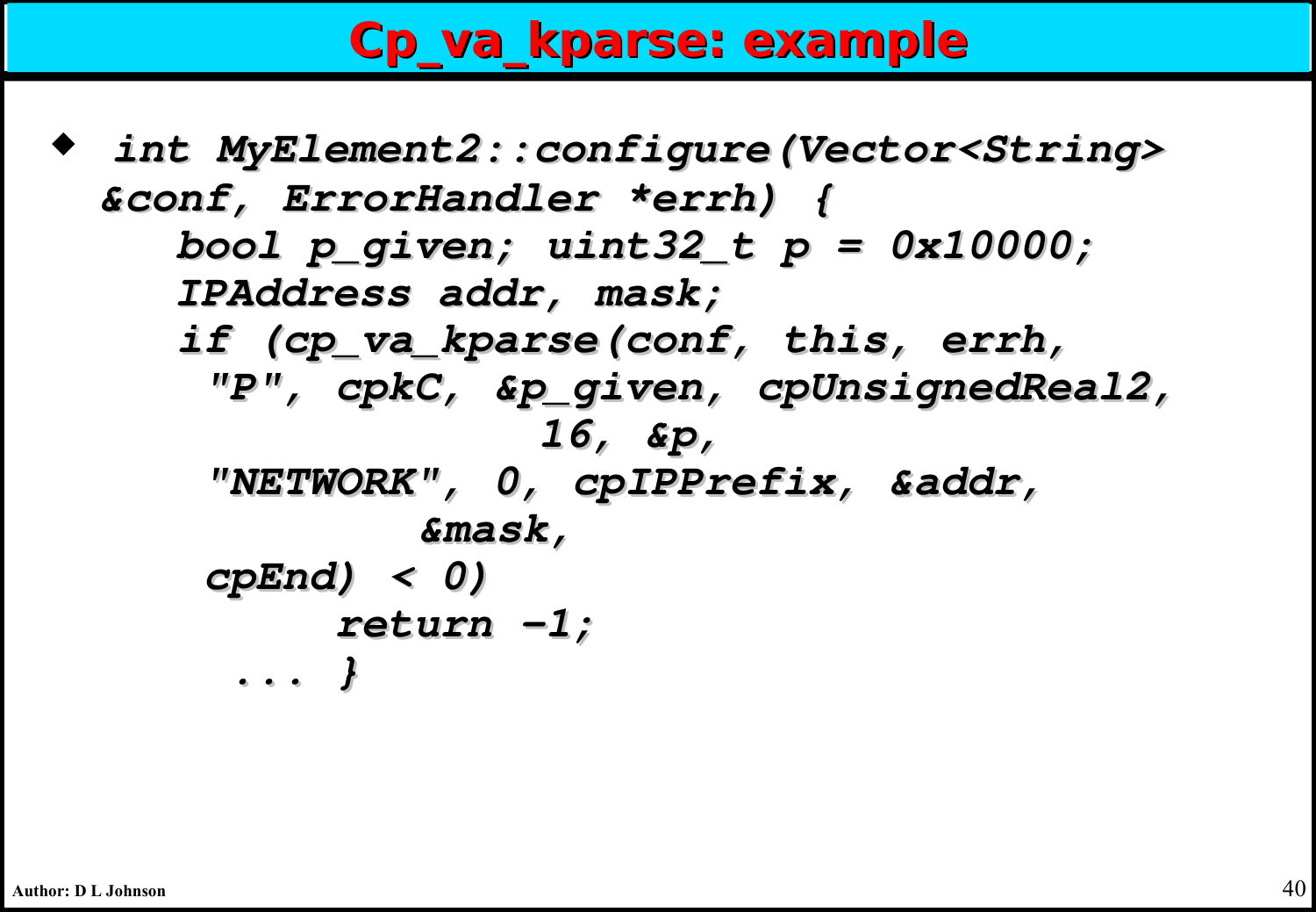# Cp_va_kparse: example

- ```
  int MyElement2::configure(Vector<String>
  &conf, ErrorHandler *errh) {
      bool p_given; uint32_t p = 0x10000;
      IPAddress addr, mask;
      if (cp_va_kparse(conf, this, errh,
        "P", cpkC, &p_given, cpUnsignedReal2,
                        16, &p,
        "NETWORK", 0, cpIPPrefix, &addr,
                  &mask,
        cpEnd) < 0)
            return -1;
       ... }
  ```

Author: D L Johnson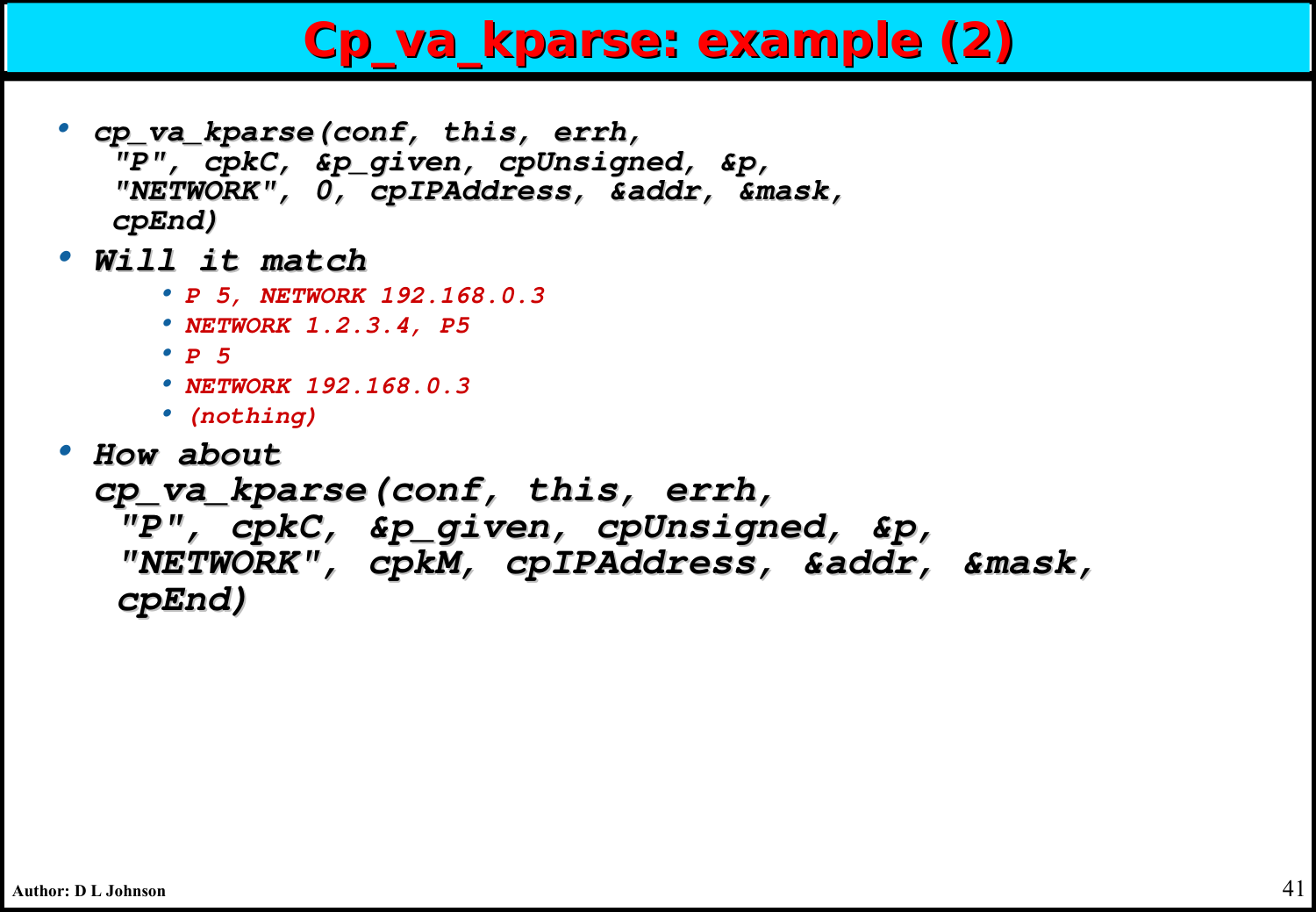# Cp_va_kparse: example (2)

- *cp_va_kparse(conf, this, errh, "P", cpkC, &p_given, cpUnsigned, &p, "NETWORK", 0, cpIPAddress, &addr, &mask, cpEnd)*
- ***Will it match***
  - *P 5, NETWORK 192.168.0.3*
  - *NETWORK 1.2.3.4, P5*
  - *P 5*
  - *NETWORK 192.168.0.3*
  - *(nothing)*
- ***How about cp_va_kparse(conf, this, errh, "P", cpkC, &p_given, cpUnsigned, &p, "NETWORK", cpkM, cpIPAddress, &addr, &mask, cpEnd)***

Author: D L Johnson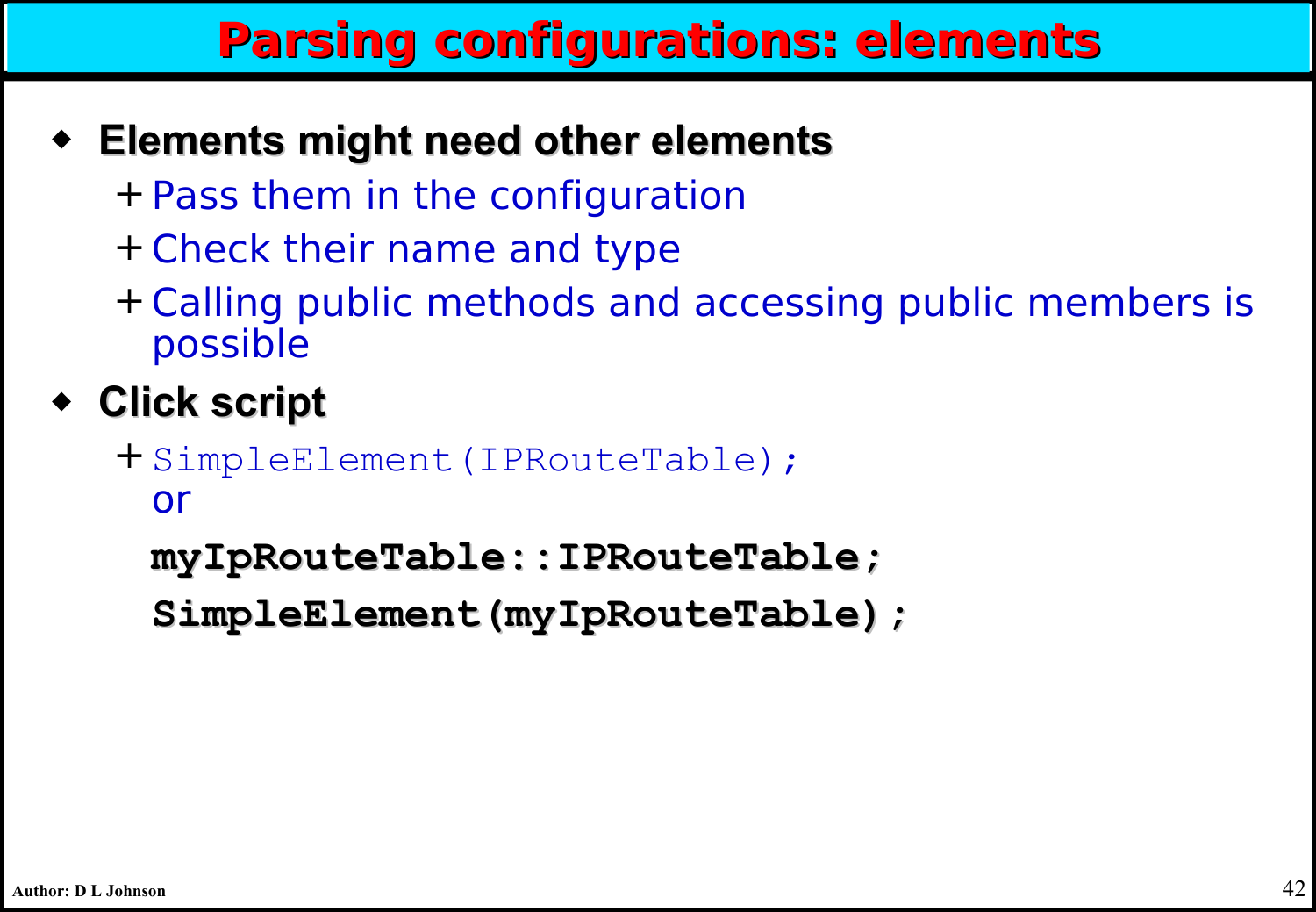# Parsing configurations: elements

- **Elements might need other elements**
  - Pass them in the configuration
  - Check their name and type
  - Calling public methods and accessing public members is possible
- **Click script**
  - `SimpleElement(IPRouteTable);`
    or

```
myIpRouteTable::IPRouteTable;
SimpleElement(myIpRouteTable);
```

Author: D L Johnson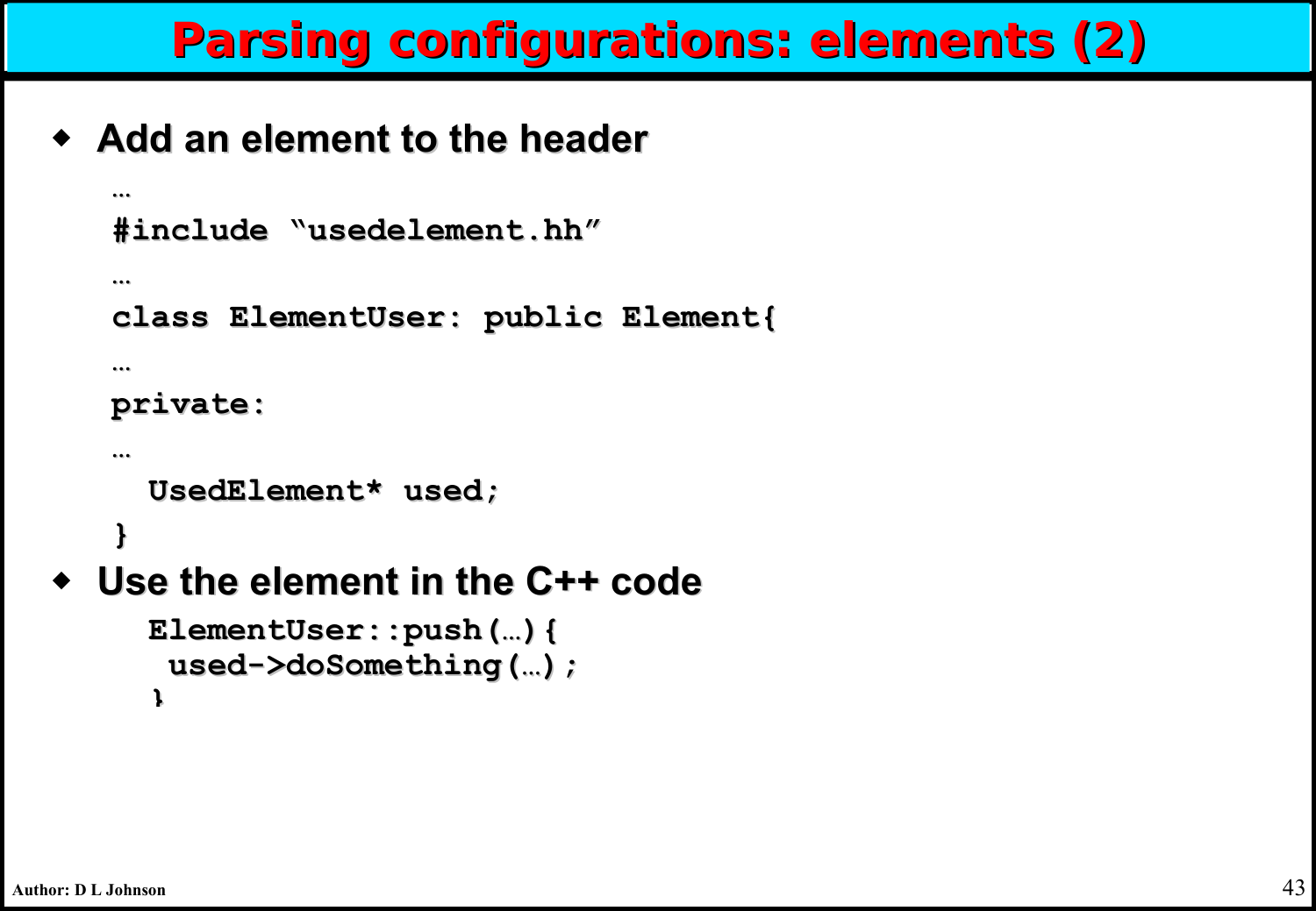# Parsing configurations: elements (2)

- **Add an element to the header**

```
…
#include “usedelement.hh”
…
class ElementUser: public Element{
…
private:
…
  UsedElement* used;
}
```

- **Use the element in the C++ code**

```
  ElementUser::push(…){
   used->doSomething(…);
  }
```

Author: D L Johnson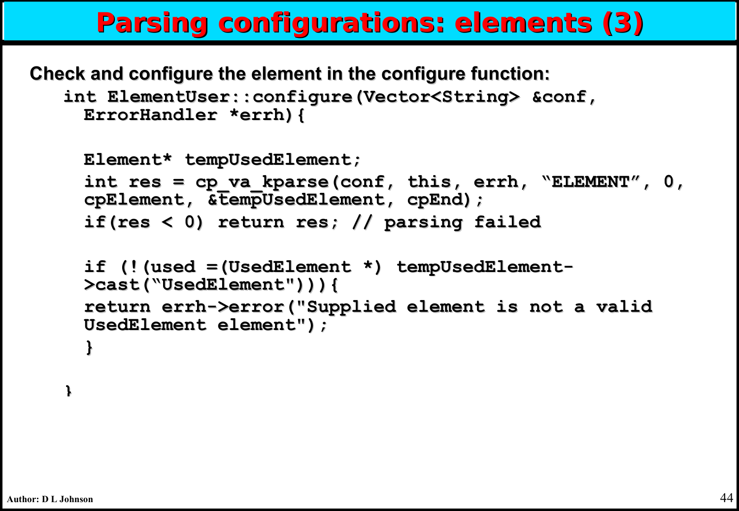# Parsing configurations: elements (3)

**Check and configure the element in the configure function:**

```
int ElementUser::configure(Vector<String> &conf,
  ErrorHandler *errh){

  Element* tempUsedElement;
  int res = cp_va_kparse(conf, this, errh, "ELEMENT", 0,
  cpElement, &tempUsedElement, cpEnd);
  if(res < 0) return res; // parsing failed

  if (!(used =(UsedElement *) tempUsedElement-
  >cast("UsedElement"))){
  return errh->error("Supplied element is not a valid
  UsedElement element");
  }

}
```

Author: D L Johnson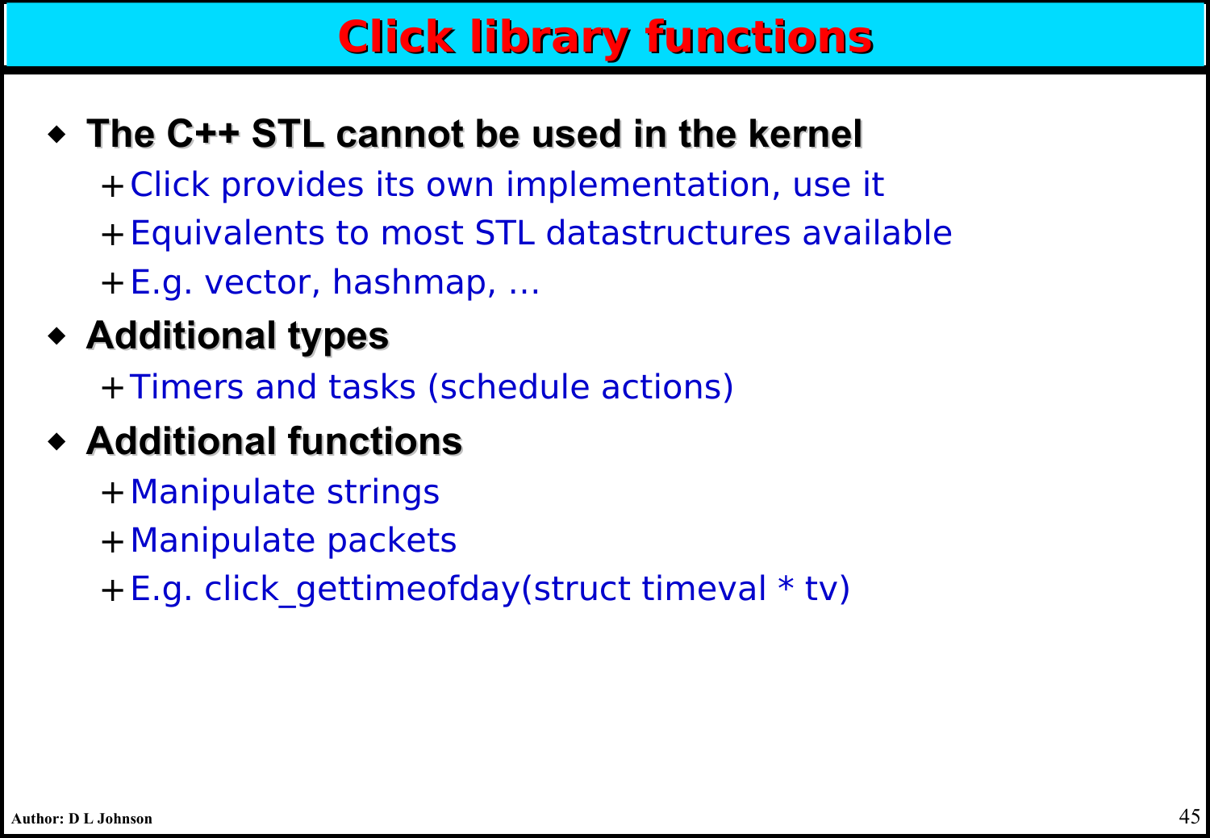# Click library functions

- **The C++ STL cannot be used in the kernel**
  - Click provides its own implementation, use it
  - Equivalents to most STL datastructures available
  - E.g. vector, hashmap, ...
- **Additional types**
  - Timers and tasks (schedule actions)
- **Additional functions**
  - Manipulate strings
  - Manipulate packets
  - E.g. click_gettimeofday(struct timeval * tv)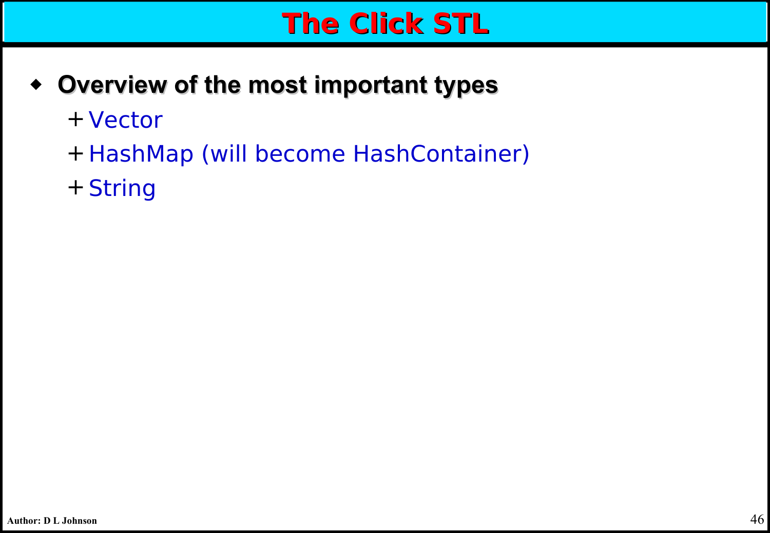# The Click STL

- **Overview of the most important types**
  - Vector
  - HashMap (will become HashContainer)
  - String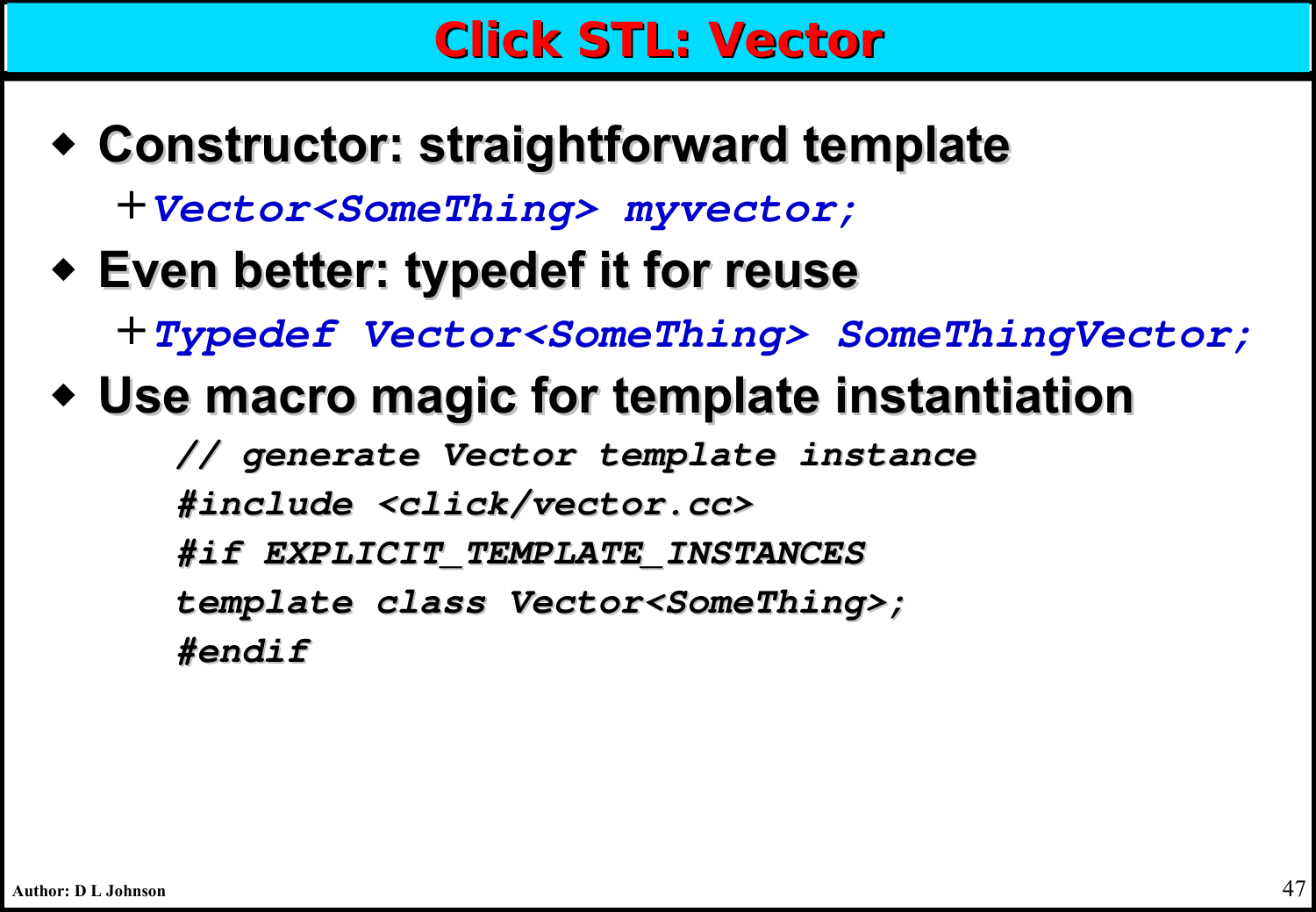# Click STL: Vector

- **Constructor: straightforward template**
  - *Vector<SomeThing> myvector;*
- **Even better: typedef it for reuse**
  - *Typedef Vector<SomeThing> SomeThingVector;*
- **Use macro magic for template instantiation**

```
// generate Vector template instance
#include <click/vector.cc>
#if EXPLICIT_TEMPLATE_INSTANCES
template class Vector<SomeThing>;
#endif
```

Author: D L Johnson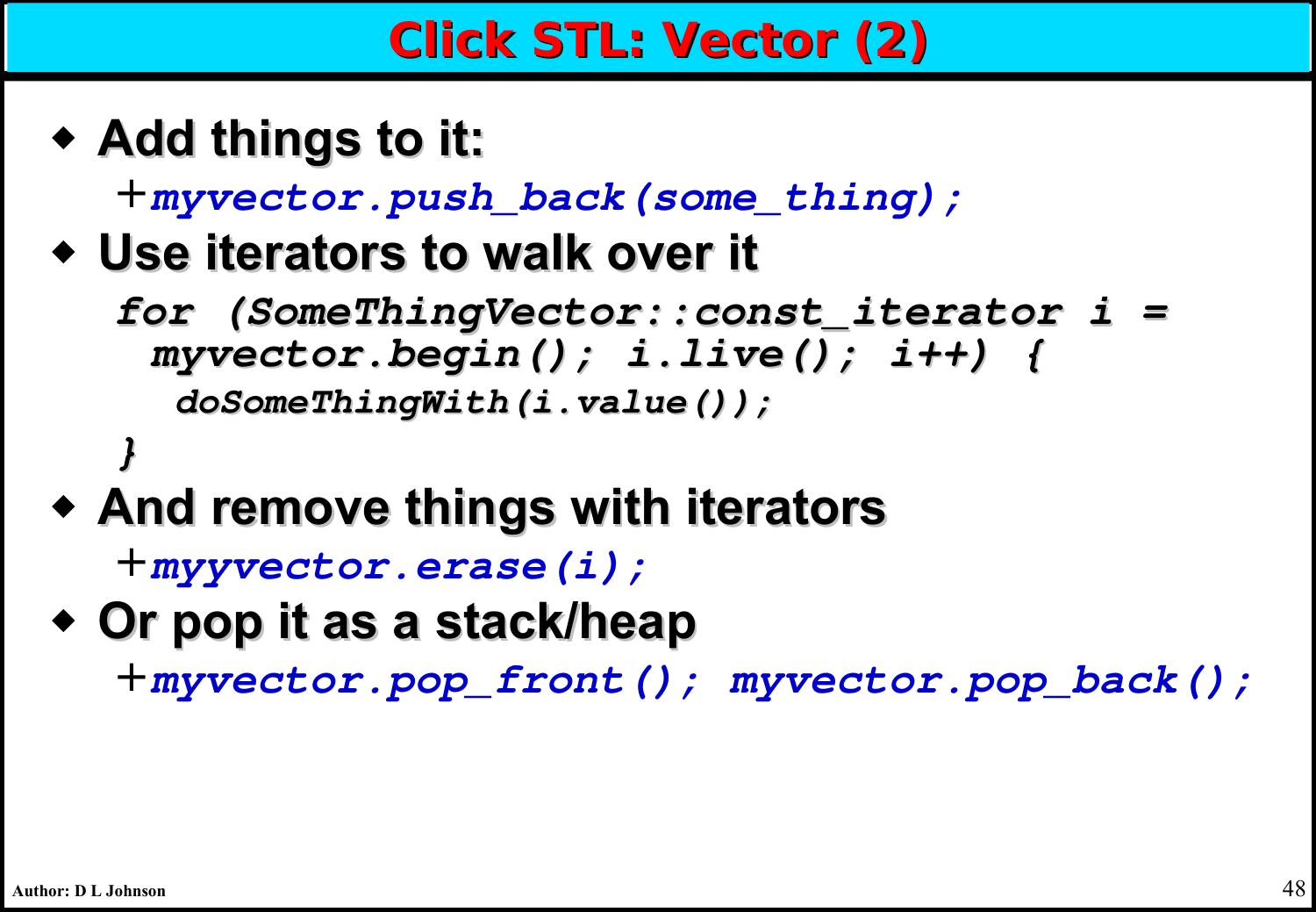# Click STL: Vector (2)

- **Add things to it:**
  - `myvector.push_back(some_thing);`
- **Use iterators to walk over it**

```
for (SomeThingVector::const_iterator i =
  myvector.begin(); i.live(); i++) {
   doSomeThingWith(i.value());
}
```

- **And remove things with iterators**
  - `myyvector.erase(i);`
- **Or pop it as a stack/heap**
  - `myvector.pop_front(); myvector.pop_back();`

Author: D L Johnson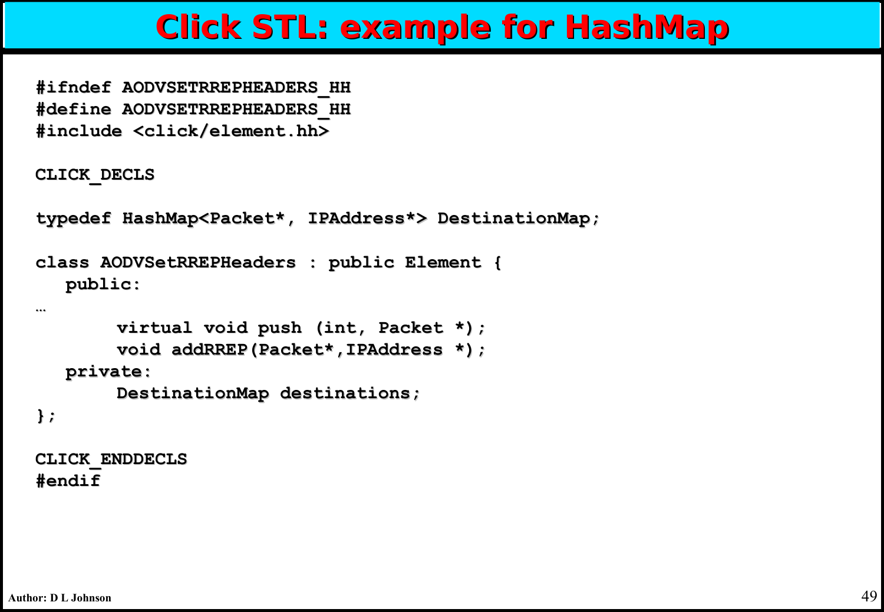# Click STL: example for HashMap

```
#ifndef AODVSETRREPHEADERS_HH
#define AODVSETRREPHEADERS_HH
#include <click/element.hh>

CLICK_DECLS

typedef HashMap<Packet*, IPAddress*> DestinationMap;

class AODVSetRREPHeaders : public Element {
   public:
…
        virtual void push (int, Packet *);
        void addRREP(Packet*,IPAddress *);
   private:
        DestinationMap destinations;
};

CLICK_ENDDECLS
#endif
```

Author: D L Johnson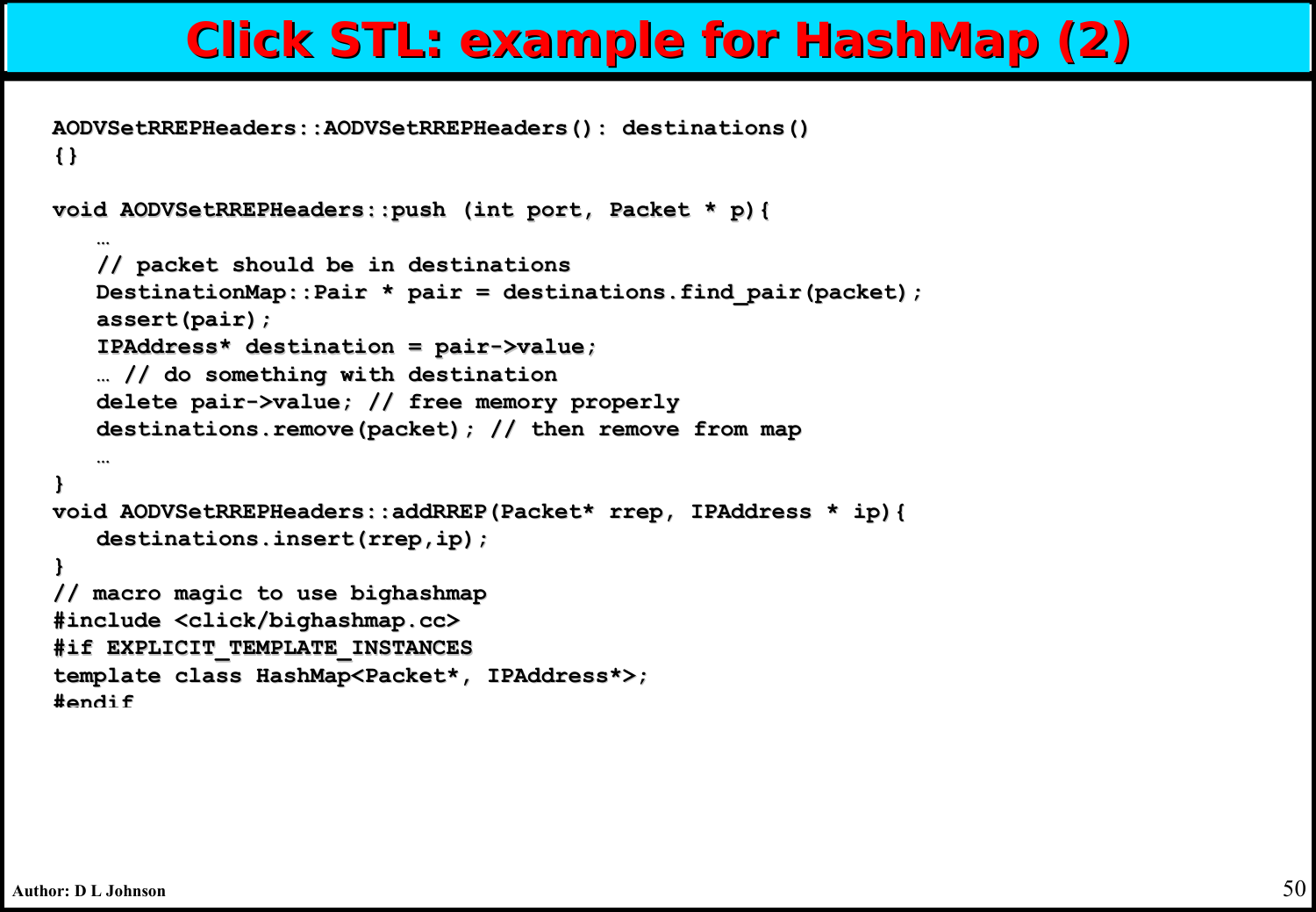# Click STL: example for HashMap (2)

```
AODVSetRREPHeaders::AODVSetRREPHeaders(): destinations()
{}

void AODVSetRREPHeaders::push (int port, Packet * p){
    …
    // packet should be in destinations
    DestinationMap::Pair * pair = destinations.find_pair(packet);
    assert(pair);
    IPAddress* destination = pair->value;
    … // do something with destination
    delete pair->value; // free memory properly
    destinations.remove(packet); // then remove from map
    …
}
void AODVSetRREPHeaders::addRREP(Packet* rrep, IPAddress * ip){
    destinations.insert(rrep,ip);
}
// macro magic to use bighashmap
#include <click/bighashmap.cc>
#if EXPLICIT_TEMPLATE_INSTANCES
template class HashMap<Packet*, IPAddress*>;
#endif
```

Author: D L Johnson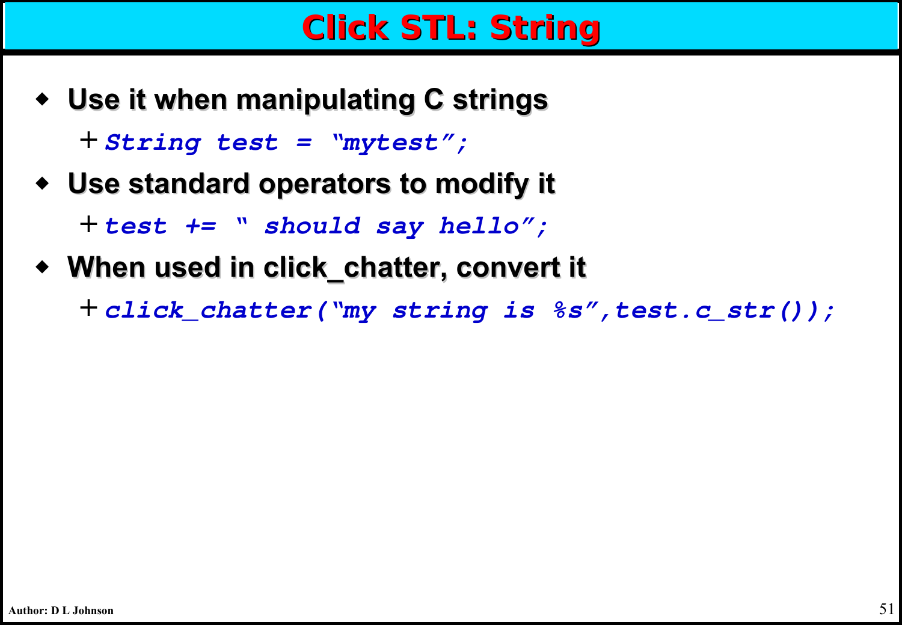# Click STL: String

- Use it when manipulating C strings
  - `String test = "mytest";`
- Use standard operators to modify it
  - `test += " should say hello";`
- When used in click_chatter, convert it
  - `click_chatter("my string is %s",test.c_str());`

Author: D L Johnson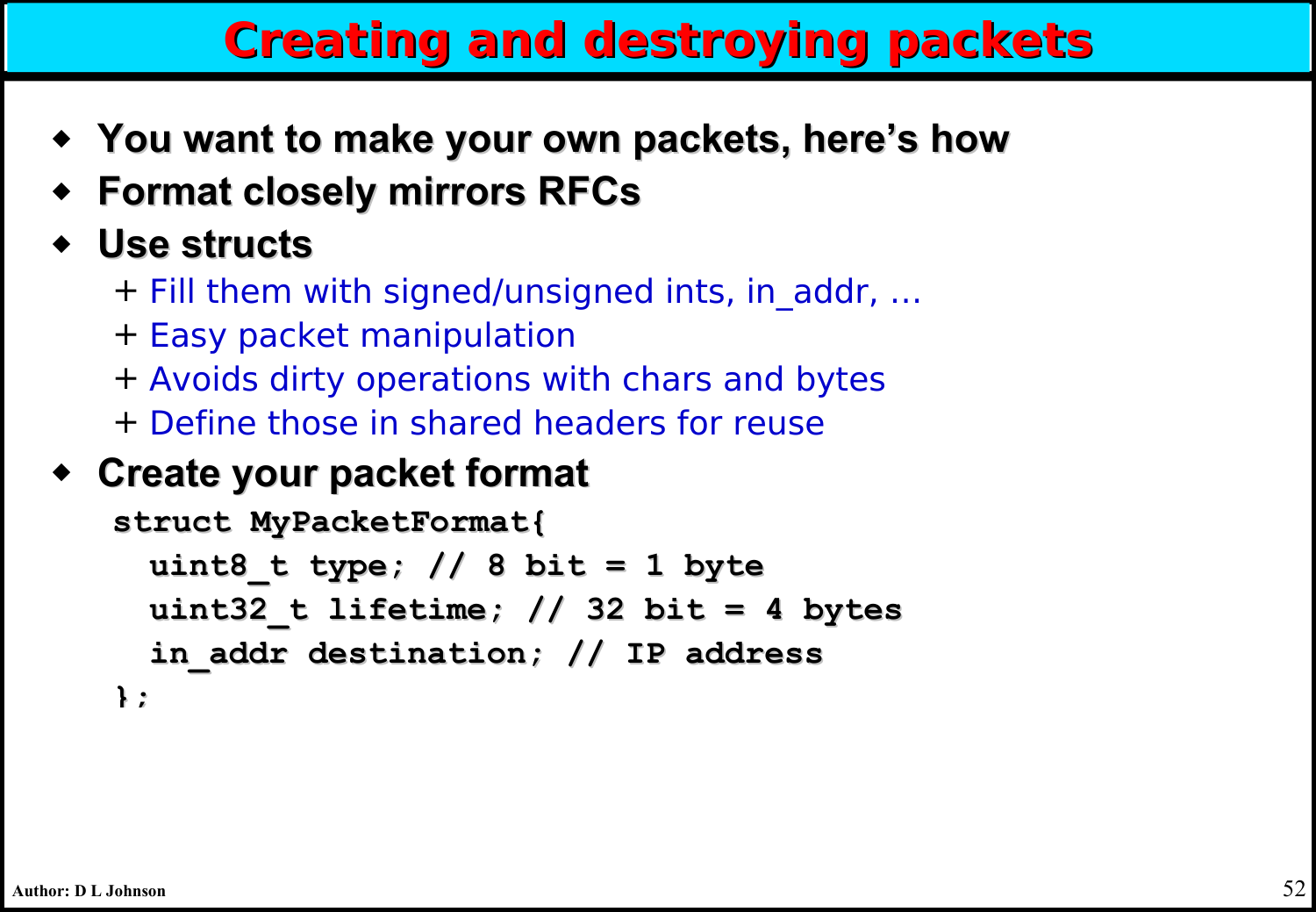# Creating and destroying packets

- You want to make your own packets, here's how
- Format closely mirrors RFCs
- Use structs
  - + Fill them with signed/unsigned ints, in_addr, …
  - + Easy packet manipulation
  - + Avoids dirty operations with chars and bytes
  - + Define those in shared headers for reuse
- Create your packet format

```
struct MyPacketFormat{
  uint8_t type; // 8 bit = 1 byte
  uint32_t lifetime; // 32 bit = 4 bytes
  in_addr destination; // IP address
};
```

Author: D L Johnson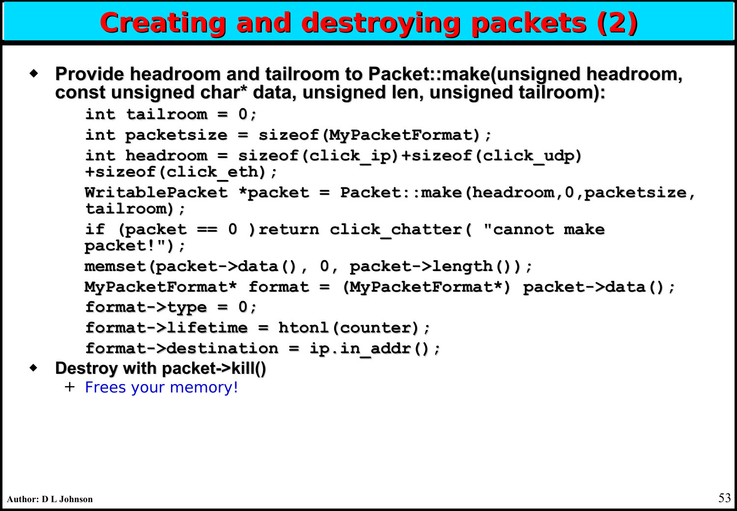# Creating and destroying packets (2)

- **Provide headroom and tailroom to Packet::make(unsigned headroom, const unsigned char* data, unsigned len, unsigned tailroom):**

```
int tailroom = 0;
int packetsize = sizeof(MyPacketFormat);
int headroom = sizeof(click_ip)+sizeof(click_udp)
+sizeof(click_eth);
WritablePacket *packet = Packet::make(headroom,0,packetsize,
tailroom);
if (packet == 0 )return click_chatter( "cannot make
packet!");
memset(packet->data(), 0, packet->length());
MyPacketFormat* format = (MyPacketFormat*) packet->data();
format->type = 0;
format->lifetime = htonl(counter);
format->destination = ip.in_addr();
```

- **Destroy with packet->kill()**
  - Frees your memory!

Author: D L Johnson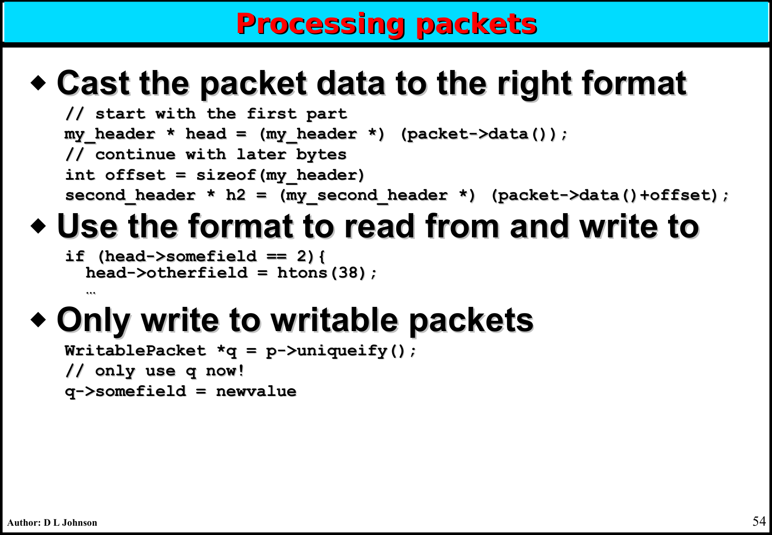# Processing packets

- **Cast the packet data to the right format**

```
// start with the first part
my_header * head = (my_header *) (packet->data());
// continue with later bytes
int offset = sizeof(my_header)
second_header * h2 = (my_second_header *) (packet->data()+offset);
```

- **Use the format to read from and write to**

```
if (head->somefield == 2){
  head->otherfield = htons(38);
  …
```

- **Only write to writable packets**

```
WritablePacket *q = p->uniqueify();
// only use q now!
q->somefield = newvalue
```

Author: D L Johnson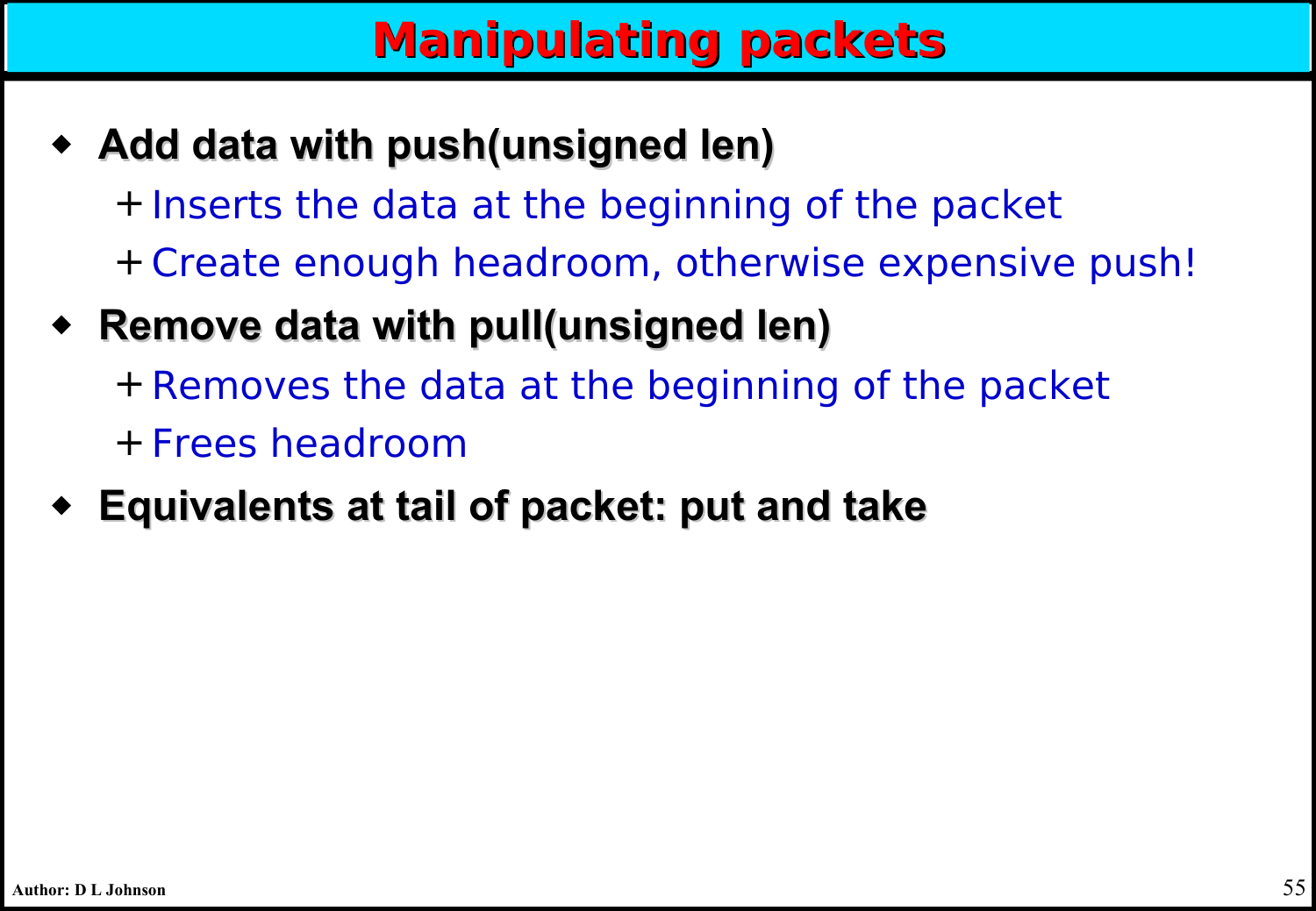# Manipulating packets

- **Add data with push(unsigned len)**
  - Inserts the data at the beginning of the packet
  - Create enough headroom, otherwise expensive push!
- **Remove data with pull(unsigned len)**
  - Removes the data at the beginning of the packet
  - Frees headroom
- **Equivalents at tail of packet: put and take**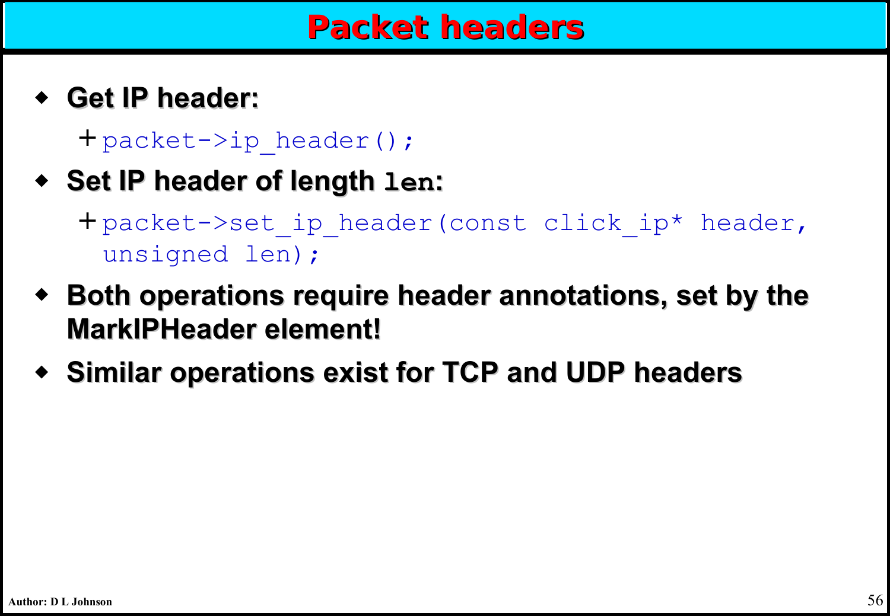# Packet headers

- **Get IP header:**
  - `packet->ip_header();`
- **Set IP header of length `len`:**
  - `packet->set_ip_header(const click_ip* header, unsigned len);`
- **Both operations require header annotations, set by the MarkIPHeader element!**
- **Similar operations exist for TCP and UDP headers**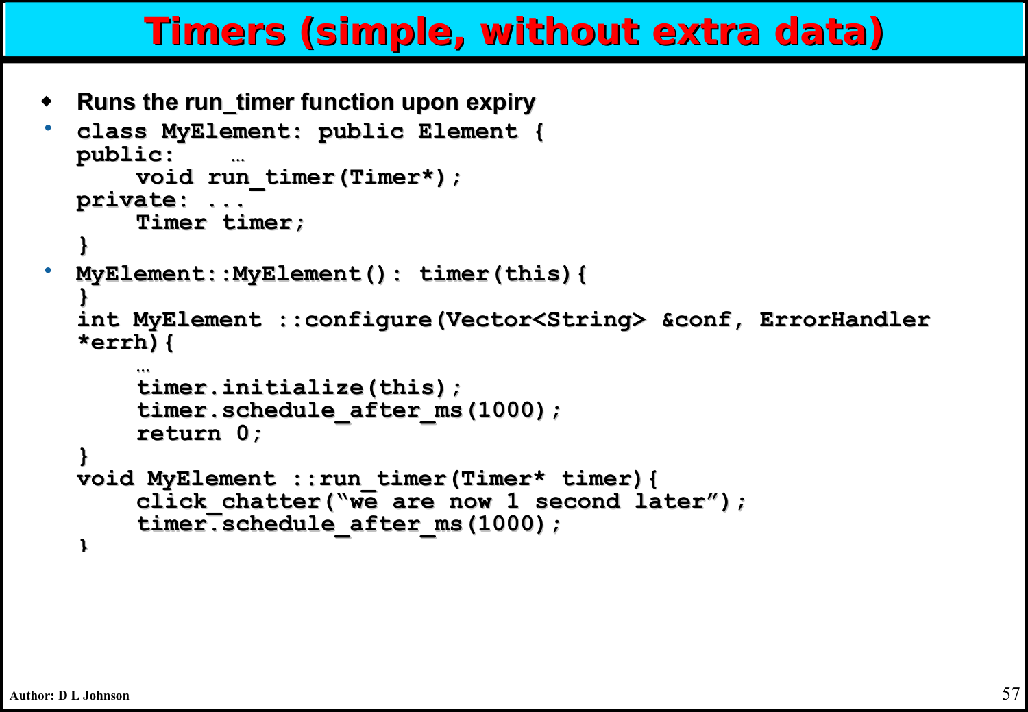# Timers (simple, without extra data)

- Runs the run_timer function upon expiry

```
class MyElement: public Element {
public:    …
     void run_timer(Timer*);
private: ...
     Timer timer;
}
```

```
MyElement::MyElement(): timer(this){
}
int MyElement ::configure(Vector<String> &conf, ErrorHandler
*errh){
     …
     timer.initialize(this);
     timer.schedule_after_ms(1000);
     return 0;
}
void MyElement ::run_timer(Timer* timer){
     click_chatter("we are now 1 second later");
     timer.schedule_after_ms(1000);
}
```

Author: D L Johnson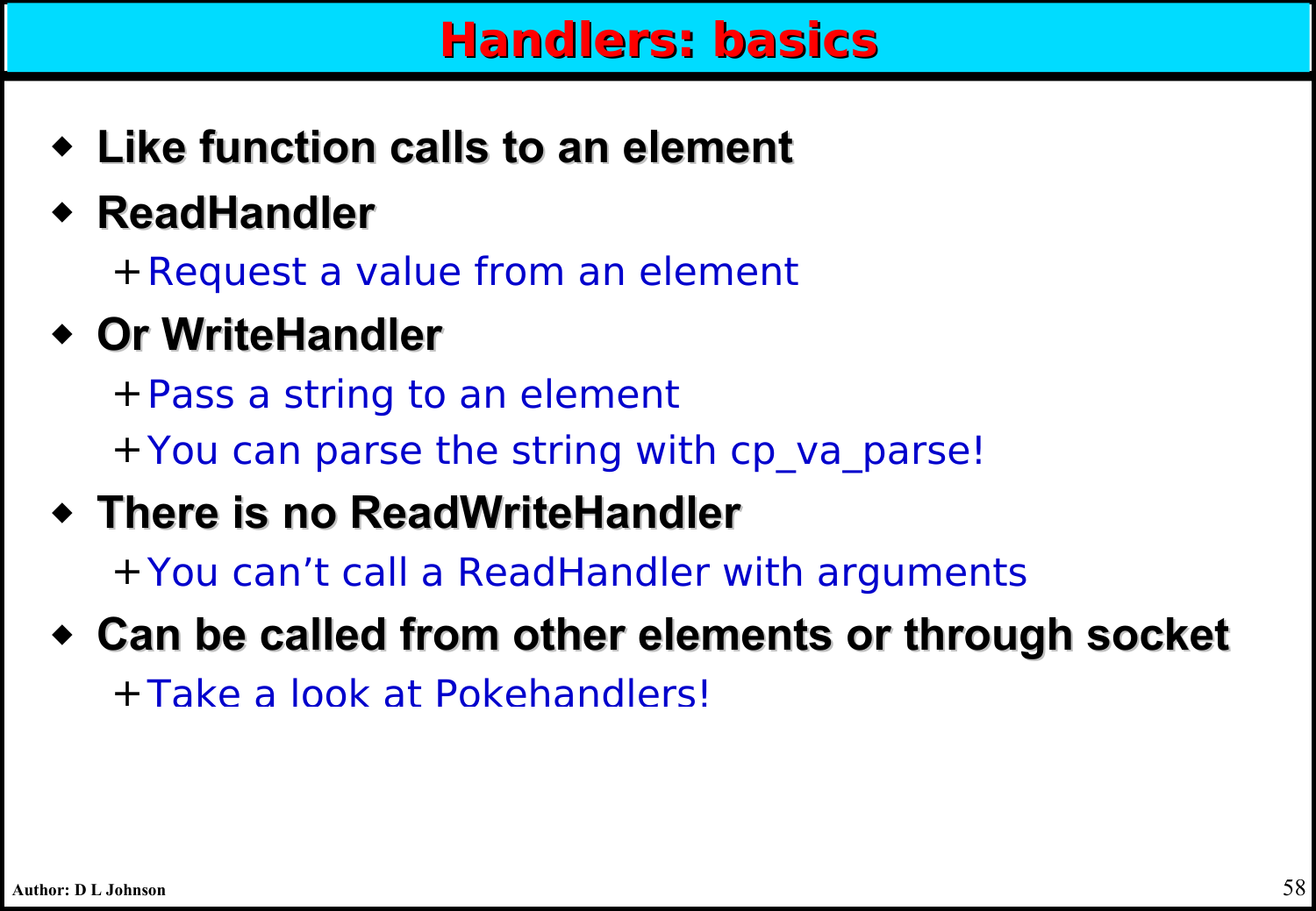# Handlers: basics

- **Like function calls to an element**
- **ReadHandler**
  - Request a value from an element
- **Or WriteHandler**
  - Pass a string to an element
  - You can parse the string with cp_va_parse!
- **There is no ReadWriteHandler**
  - You can’t call a ReadHandler with arguments
- **Can be called from other elements or through socket**
  - Take a look at Pokehandlers!

Author: D L Johnson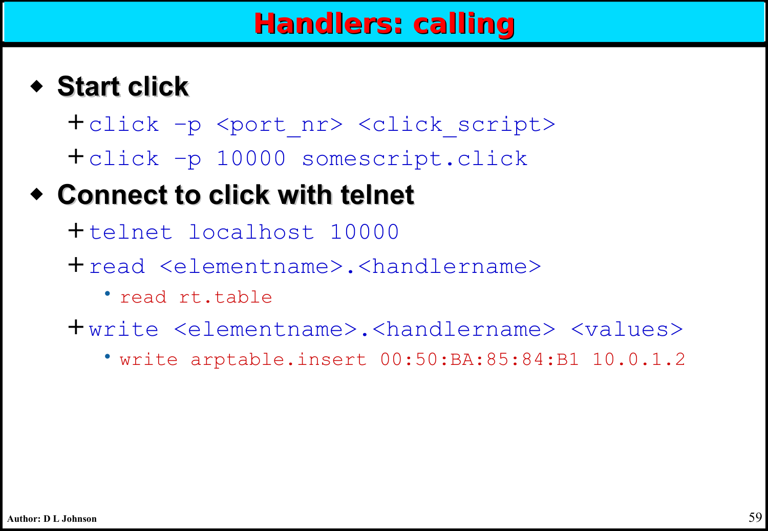# Handlers: calling

- **Start click**
  - `click -p <port_nr> <click_script>`
  - `click -p 10000 somescript.click`
- **Connect to click with telnet**
  - `telnet localhost 10000`
  - `read <elementname>.<handlername>`
    - `read rt.table`
  - `write <elementname>.<handlername> <values>`
    - `write arptable.insert 00:50:BA:85:84:B1 10.0.1.2`

Author: D L Johnson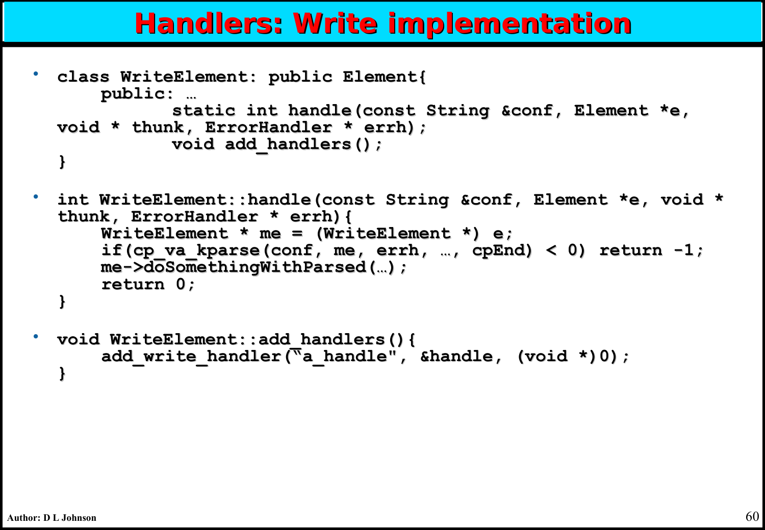# Handlers: Write implementation

- ```
  class WriteElement: public Element{
      public: …
          static int handle(const String &conf, Element *e,
  void * thunk, ErrorHandler * errh);
          void add_handlers();
  }
  ```

- ```
  int WriteElement::handle(const String &conf, Element *e, void *
  thunk, ErrorHandler * errh){
      WriteElement * me = (WriteElement *) e;
      if(cp_va_kparse(conf, me, errh, …, cpEnd) < 0) return -1;
      me->doSomethingWithParsed(…);
      return 0;
  }
  ```

- ```
  void WriteElement::add_handlers(){
      add_write_handler("a_handle", &handle, (void *)0);
  }
  ```

Author: D L Johnson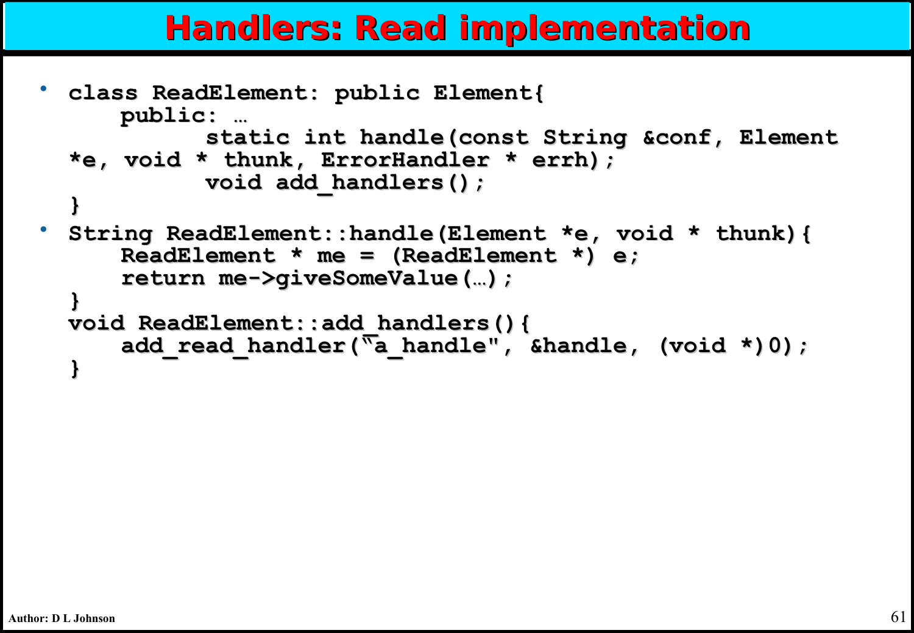# Handlers: Read implementation

- ```
  class ReadElement: public Element{
      public: …
              static int handle(const String &conf, Element *e, void * thunk, ErrorHandler * errh);
              void add_handlers();
  }
  ```
- ```
  String ReadElement::handle(Element *e, void * thunk){
      ReadElement * me = (ReadElement *) e;
      return me->giveSomeValue(…);
  }
  void ReadElement::add_handlers(){
      add_read_handler("a_handle", &handle, (void *)0);
  }
  ```

Author: D L Johnson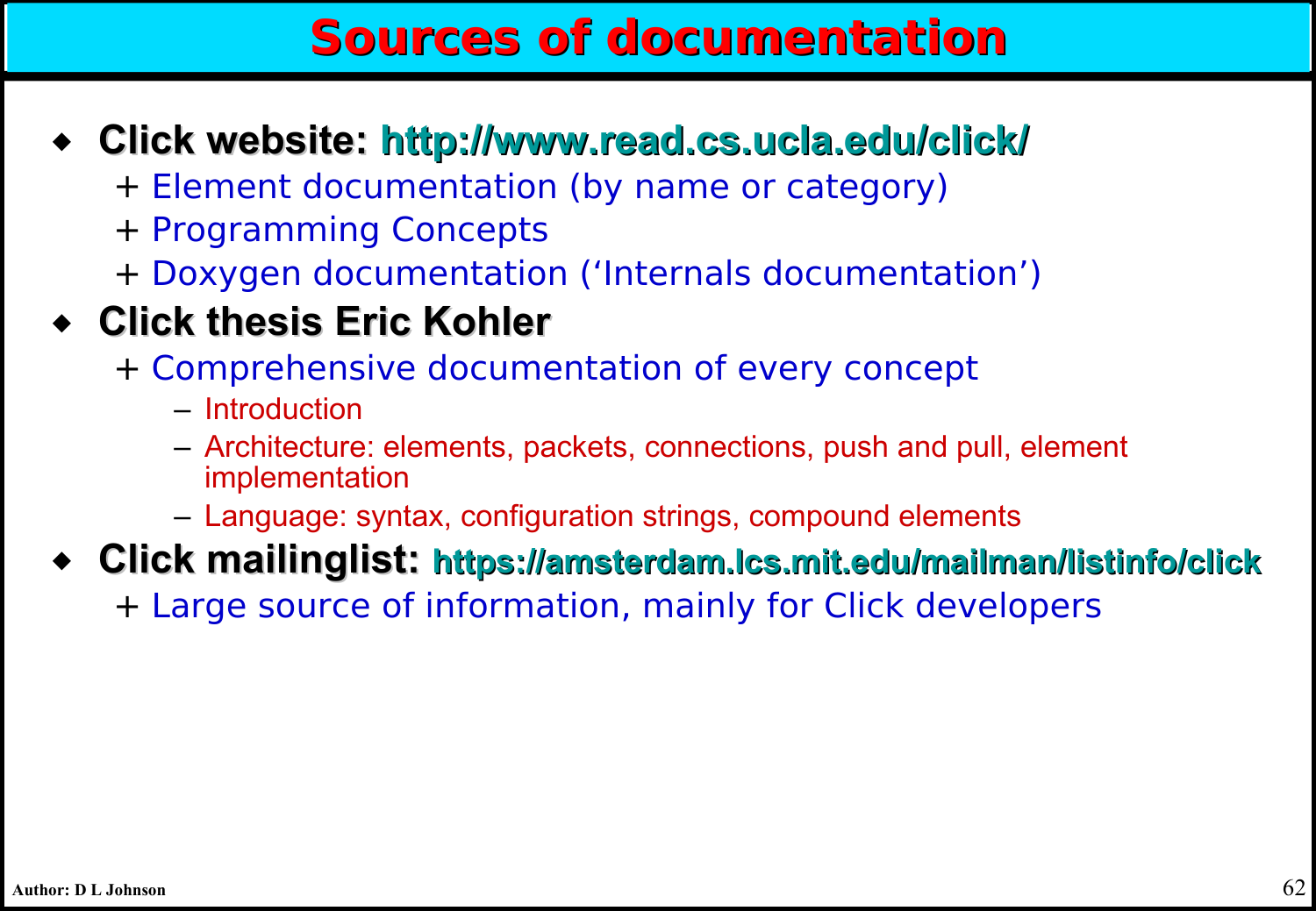# Sources of documentation

- **Click website: http://www.read.cs.ucla.edu/click/**
  - + Element documentation (by name or category)
  - + Programming Concepts
  - + Doxygen documentation ('Internals documentation')
- **Click thesis Eric Kohler**
  - + Comprehensive documentation of every concept
    - – Introduction
    - – Architecture: elements, packets, connections, push and pull, element implementation
    - – Language: syntax, configuration strings, compound elements
- **Click mailinglist: https://amsterdam.lcs.mit.edu/mailman/listinfo/click**
  - + Large source of information, mainly for Click developers

Author: D L Johnson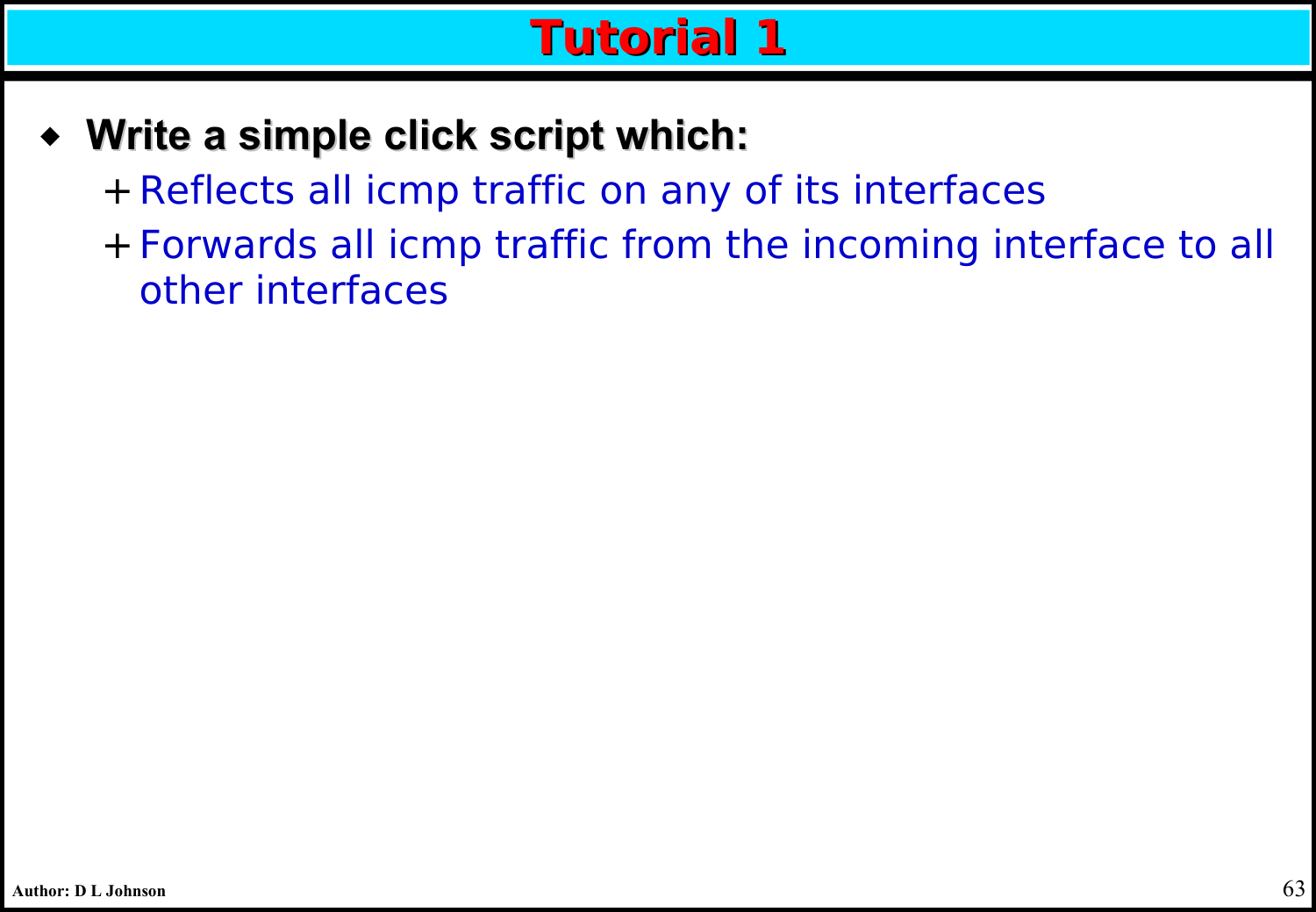# Tutorial 1

- **Write a simple click script which:**
  - Reflects all icmp traffic on any of its interfaces
  - Forwards all icmp traffic from the incoming interface to all other interfaces

Author: D L Johnson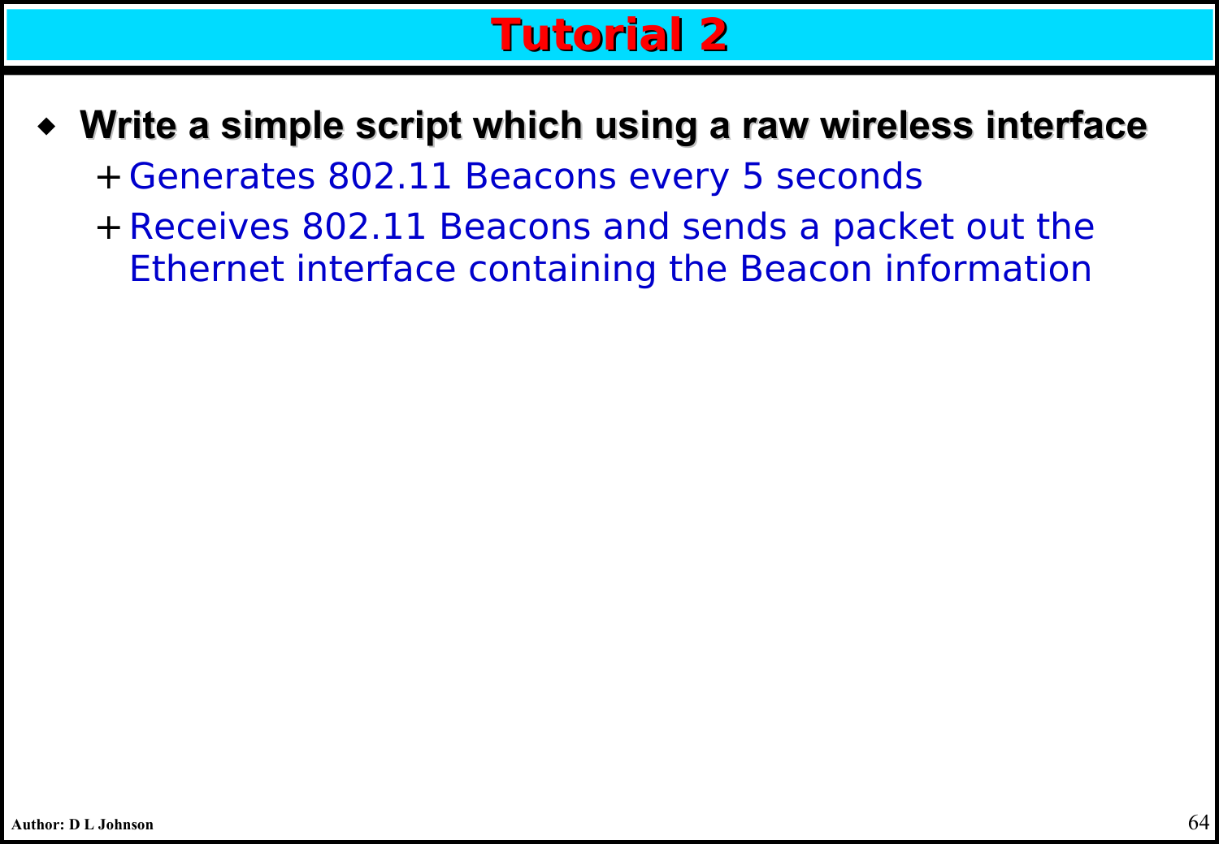# Tutorial 2

- **Write a simple script which using a raw wireless interface**
  - Generates 802.11 Beacons every 5 seconds
  - Receives 802.11 Beacons and sends a packet out the Ethernet interface containing the Beacon information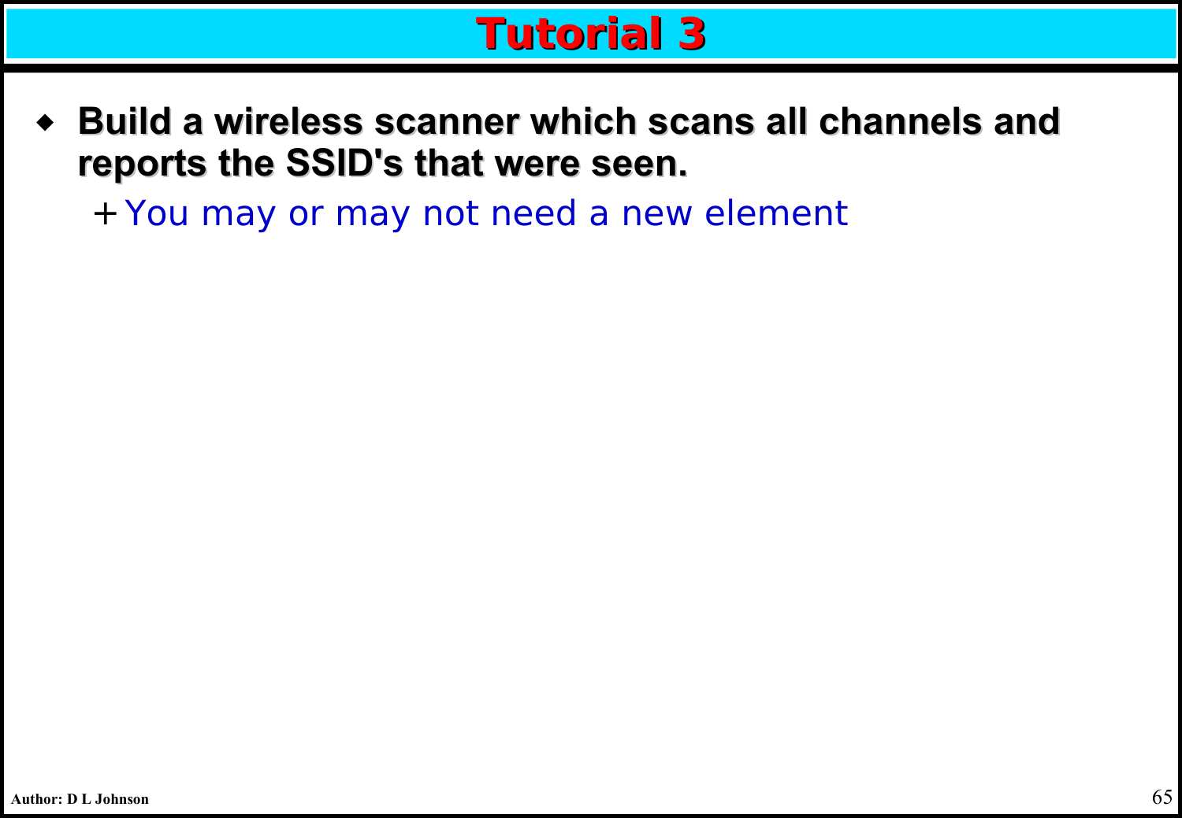# Tutorial 3

- **Build a wireless scanner which scans all channels and reports the SSID's that were seen.**
  - You may or may not need a new element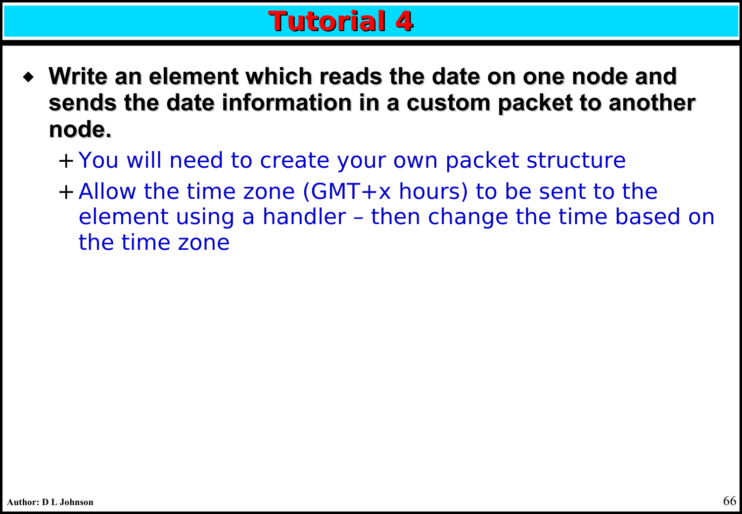# Tutorial 4

- **Write an element which reads the date on one node and sends the date information in a custom packet to another node.**
  - You will need to create your own packet structure
  - Allow the time zone (GMT+x hours) to be sent to the element using a handler – then change the time based on the time zone

Author: D L Johnson